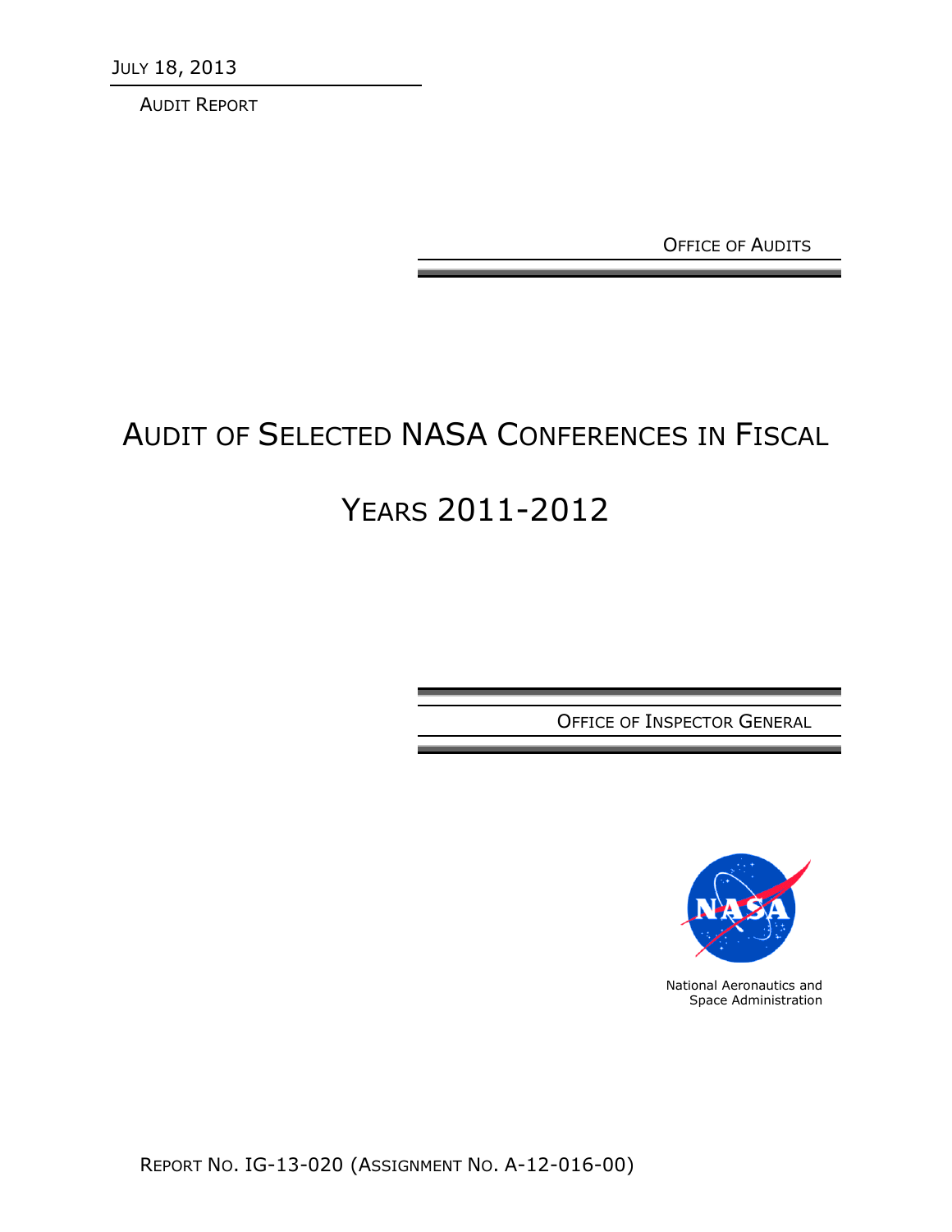JULY 18, 2013

AUDIT REPORT

OFFICE OF AUDITS

# AUDIT OF SELECTED NASA CONFERENCES IN FISCAL YEARS 2011-2012

OFFICE OF INSPECTOR GENERAL

National Aeronautics and Space Administration

REPORT NO. IG-13-020 (ASSIGNMENT NO. A-12-016-00)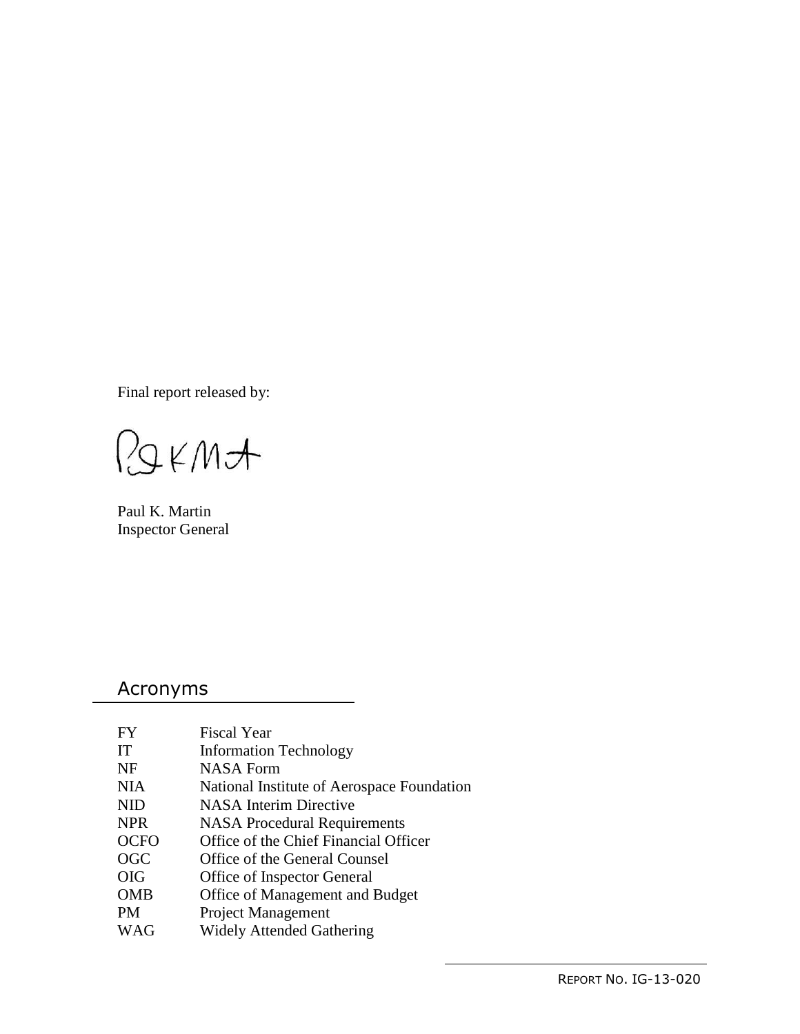Final report released by:

Paul K. Martin
Inspector General

## Acronyms

| | |
|---|---|
| FY | Fiscal Year |
| IT | Information Technology |
| NF | NASA Form |
| NIA | National Institute of Aerospace Foundation |
| NID | NASA Interim Directive |
| NPR | NASA Procedural Requirements |
| OCFO | Office of the Chief Financial Officer |
| OGC | Office of the General Counsel |
| OIG | Office of Inspector General |
| OMB | Office of Management and Budget |
| PM | Project Management |
| WAG | Widely Attended Gathering |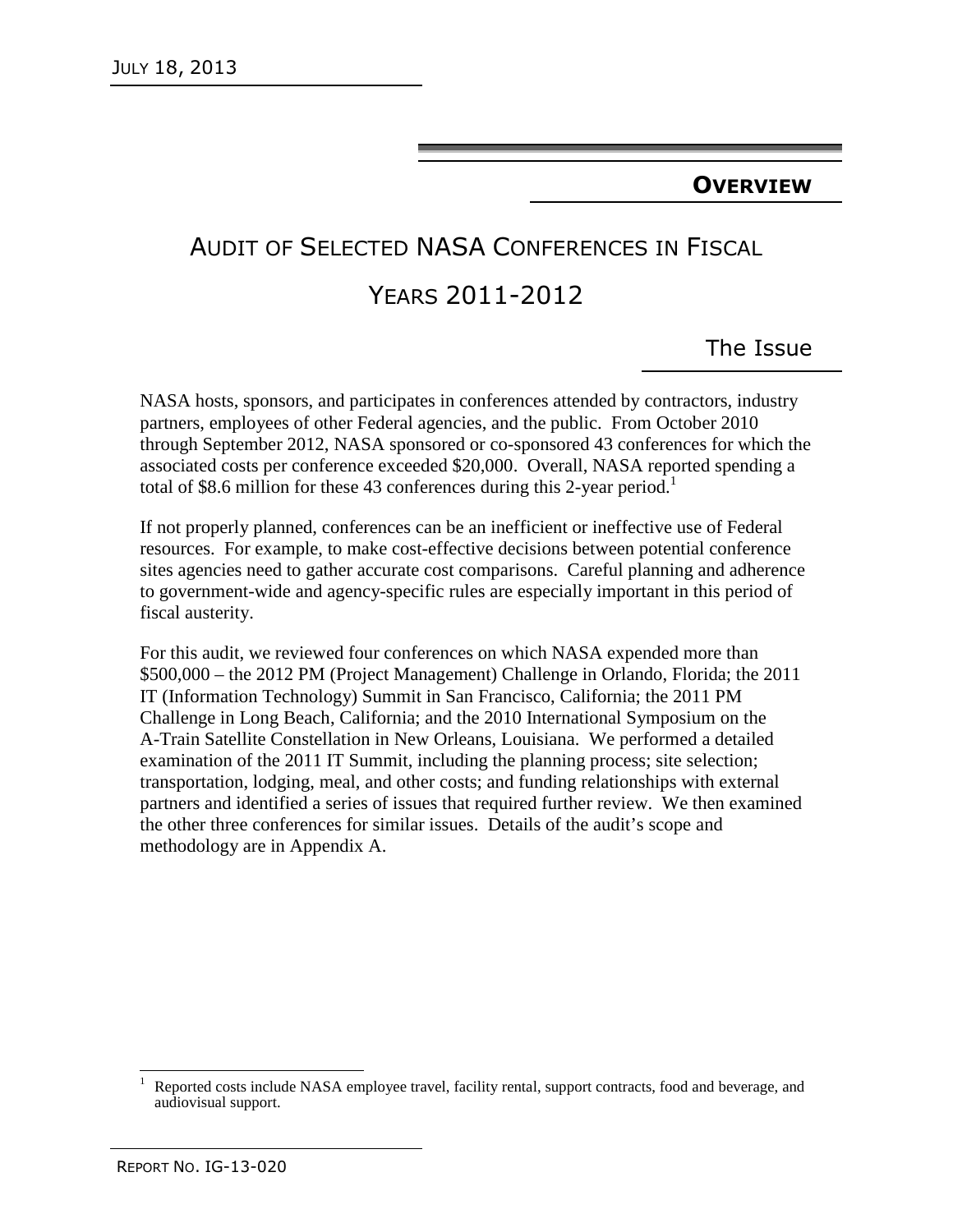## OVERVIEW

# AUDIT OF SELECTED NASA CONFERENCES IN FISCAL YEARS 2011-2012

### The Issue

NASA hosts, sponsors, and participates in conferences attended by contractors, industry partners, employees of other Federal agencies, and the public. From October 2010 through September 2012, NASA sponsored or co-sponsored 43 conferences for which the associated costs per conference exceeded $20,000. Overall, NASA reported spending a total of $8.6 million for these 43 conferences during this 2-year period.[1]

If not properly planned, conferences can be an inefficient or ineffective use of Federal resources. For example, to make cost-effective decisions between potential conference sites agencies need to gather accurate cost comparisons. Careful planning and adherence to government-wide and agency-specific rules are especially important in this period of fiscal austerity.

For this audit, we reviewed four conferences on which NASA expended more than $500,000 – the 2012 PM (Project Management) Challenge in Orlando, Florida; the 2011 IT (Information Technology) Summit in San Francisco, California; the 2011 PM Challenge in Long Beach, California; and the 2010 International Symposium on the A-Train Satellite Constellation in New Orleans, Louisiana. We performed a detailed examination of the 2011 IT Summit, including the planning process; site selection; transportation, lodging, meal, and other costs; and funding relationships with external partners and identified a series of issues that required further review. We then examined the other three conferences for similar issues. Details of the audit's scope and methodology are in Appendix A.

[1] Reported costs include NASA employee travel, facility rental, support contracts, food and beverage, and audiovisual support.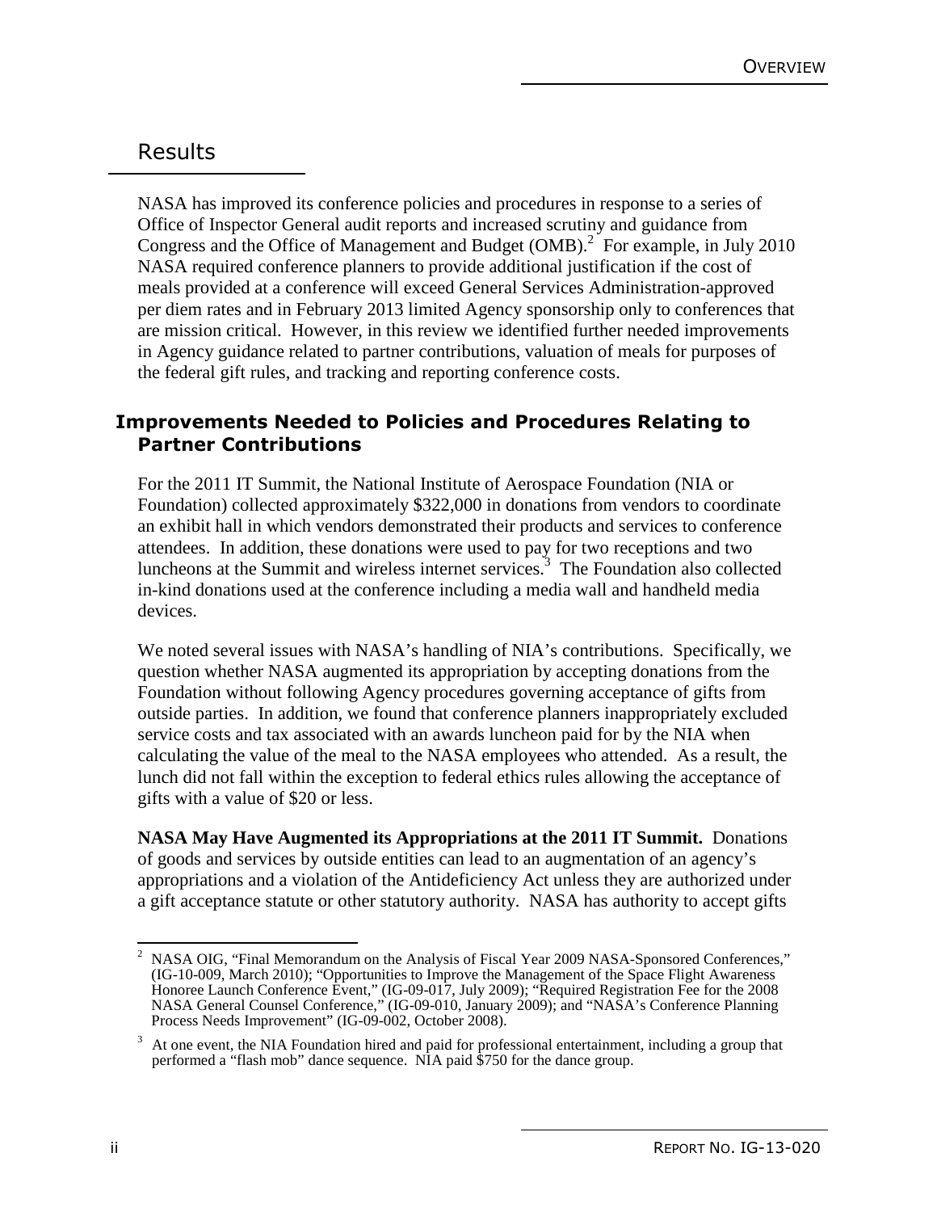## Results

NASA has improved its conference policies and procedures in response to a series of Office of Inspector General audit reports and increased scrutiny and guidance from Congress and the Office of Management and Budget (OMB).[2] For example, in July 2010 NASA required conference planners to provide additional justification if the cost of meals provided at a conference will exceed General Services Administration-approved per diem rates and in February 2013 limited Agency sponsorship only to conferences that are mission critical. However, in this review we identified further needed improvements in Agency guidance related to partner contributions, valuation of meals for purposes of the federal gift rules, and tracking and reporting conference costs.

### Improvements Needed to Policies and Procedures Relating to Partner Contributions

For the 2011 IT Summit, the National Institute of Aerospace Foundation (NIA or Foundation) collected approximately $322,000 in donations from vendors to coordinate an exhibit hall in which vendors demonstrated their products and services to conference attendees. In addition, these donations were used to pay for two receptions and two luncheons at the Summit and wireless internet services.[3] The Foundation also collected in-kind donations used at the conference including a media wall and handheld media devices.

We noted several issues with NASA's handling of NIA's contributions. Specifically, we question whether NASA augmented its appropriation by accepting donations from the Foundation without following Agency procedures governing acceptance of gifts from outside parties. In addition, we found that conference planners inappropriately excluded service costs and tax associated with an awards luncheon paid for by the NIA when calculating the value of the meal to the NASA employees who attended. As a result, the lunch did not fall within the exception to federal ethics rules allowing the acceptance of gifts with a value of $20 or less.

**NASA May Have Augmented its Appropriations at the 2011 IT Summit.** Donations of goods and services by outside entities can lead to an augmentation of an agency's appropriations and a violation of the Antideficiency Act unless they are authorized under a gift acceptance statute or other statutory authority. NASA has authority to accept gifts

---

[2] NASA OIG, "Final Memorandum on the Analysis of Fiscal Year 2009 NASA-Sponsored Conferences," (IG-10-009, March 2010); "Opportunities to Improve the Management of the Space Flight Awareness Honoree Launch Conference Event," (IG-09-017, July 2009); "Required Registration Fee for the 2008 NASA General Counsel Conference," (IG-09-010, January 2009); and "NASA's Conference Planning Process Needs Improvement" (IG-09-002, October 2008).

[3] At one event, the NIA Foundation hired and paid for professional entertainment, including a group that performed a "flash mob" dance sequence. NIA paid $750 for the dance group.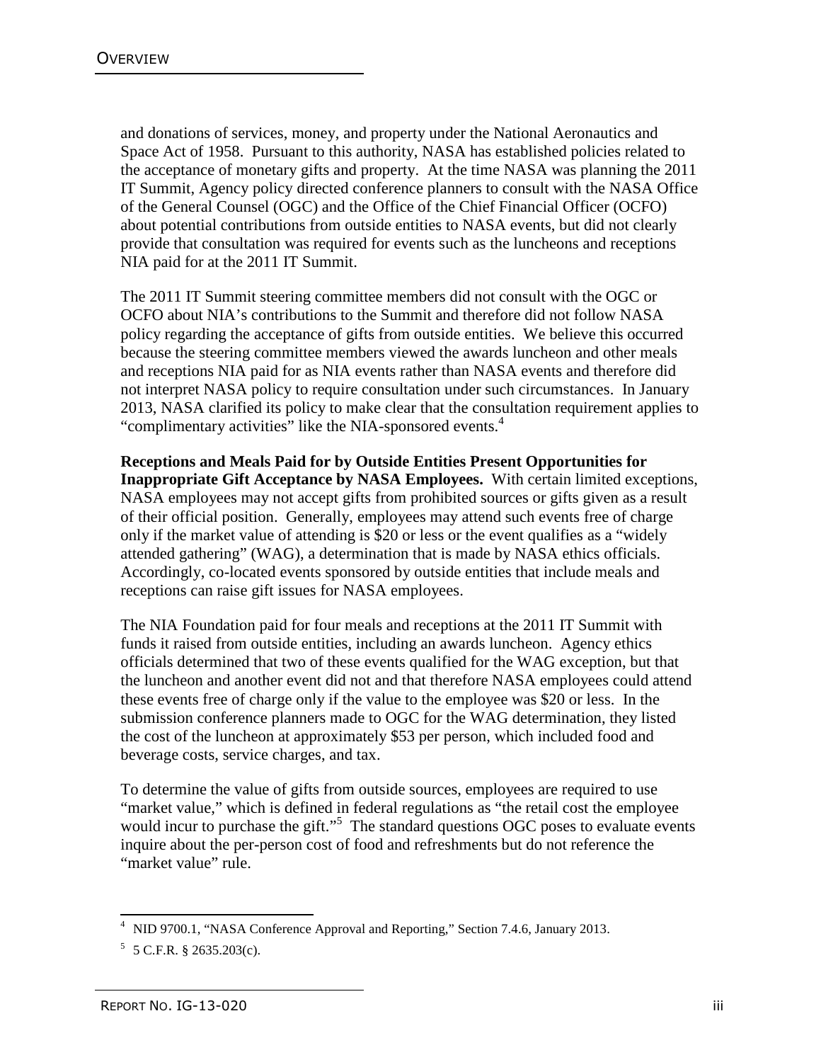and donations of services, money, and property under the National Aeronautics and Space Act of 1958. Pursuant to this authority, NASA has established policies related to the acceptance of monetary gifts and property. At the time NASA was planning the 2011 IT Summit, Agency policy directed conference planners to consult with the NASA Office of the General Counsel (OGC) and the Office of the Chief Financial Officer (OCFO) about potential contributions from outside entities to NASA events, but did not clearly provide that consultation was required for events such as the luncheons and receptions NIA paid for at the 2011 IT Summit.

The 2011 IT Summit steering committee members did not consult with the OGC or OCFO about NIA's contributions to the Summit and therefore did not follow NASA policy regarding the acceptance of gifts from outside entities. We believe this occurred because the steering committee members viewed the awards luncheon and other meals and receptions NIA paid for as NIA events rather than NASA events and therefore did not interpret NASA policy to require consultation under such circumstances. In January 2013, NASA clarified its policy to make clear that the consultation requirement applies to "complimentary activities" like the NIA-sponsored events.[4]

**Receptions and Meals Paid for by Outside Entities Present Opportunities for Inappropriate Gift Acceptance by NASA Employees.** With certain limited exceptions, NASA employees may not accept gifts from prohibited sources or gifts given as a result of their official position. Generally, employees may attend such events free of charge only if the market value of attending is $20 or less or the event qualifies as a "widely attended gathering" (WAG), a determination that is made by NASA ethics officials. Accordingly, co-located events sponsored by outside entities that include meals and receptions can raise gift issues for NASA employees.

The NIA Foundation paid for four meals and receptions at the 2011 IT Summit with funds it raised from outside entities, including an awards luncheon. Agency ethics officials determined that two of these events qualified for the WAG exception, but that the luncheon and another event did not and that therefore NASA employees could attend these events free of charge only if the value to the employee was $20 or less. In the submission conference planners made to OGC for the WAG determination, they listed the cost of the luncheon at approximately $53 per person, which included food and beverage costs, service charges, and tax.

To determine the value of gifts from outside sources, employees are required to use "market value," which is defined in federal regulations as "the retail cost the employee would incur to purchase the gift."[5] The standard questions OGC poses to evaluate events inquire about the per-person cost of food and refreshments but do not reference the "market value" rule.

---

[4] NID 9700.1, "NASA Conference Approval and Reporting," Section 7.4.6, January 2013.

[5] 5 C.F.R. § 2635.203(c).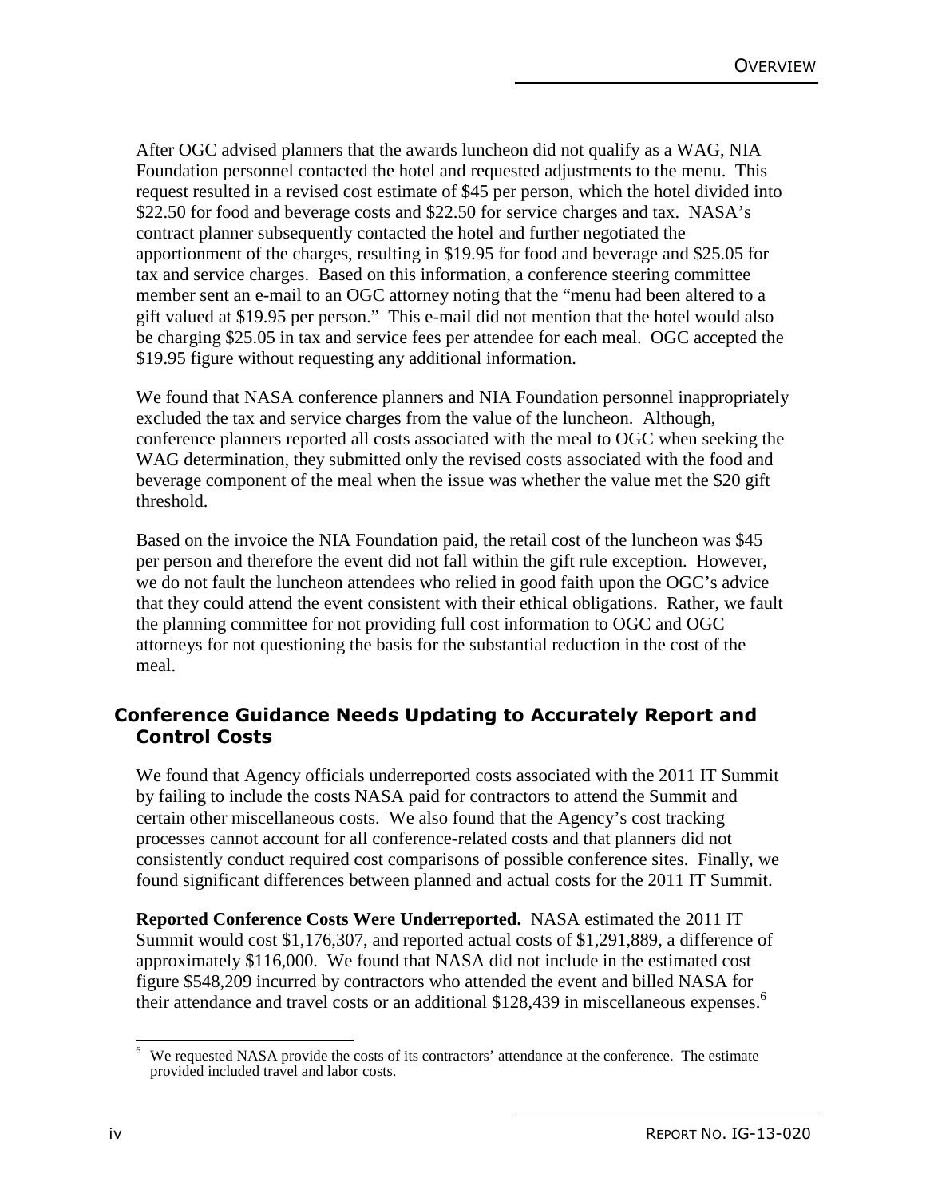After OGC advised planners that the awards luncheon did not qualify as a WAG, NIA Foundation personnel contacted the hotel and requested adjustments to the menu. This request resulted in a revised cost estimate of $45 per person, which the hotel divided into $22.50 for food and beverage costs and $22.50 for service charges and tax. NASA's contract planner subsequently contacted the hotel and further negotiated the apportionment of the charges, resulting in $19.95 for food and beverage and $25.05 for tax and service charges. Based on this information, a conference steering committee member sent an e-mail to an OGC attorney noting that the "menu had been altered to a gift valued at $19.95 per person." This e-mail did not mention that the hotel would also be charging $25.05 in tax and service fees per attendee for each meal. OGC accepted the $19.95 figure without requesting any additional information.

We found that NASA conference planners and NIA Foundation personnel inappropriately excluded the tax and service charges from the value of the luncheon. Although, conference planners reported all costs associated with the meal to OGC when seeking the WAG determination, they submitted only the revised costs associated with the food and beverage component of the meal when the issue was whether the value met the $20 gift threshold.

Based on the invoice the NIA Foundation paid, the retail cost of the luncheon was $45 per person and therefore the event did not fall within the gift rule exception. However, we do not fault the luncheon attendees who relied in good faith upon the OGC's advice that they could attend the event consistent with their ethical obligations. Rather, we fault the planning committee for not providing full cost information to OGC and OGC attorneys for not questioning the basis for the substantial reduction in the cost of the meal.

## Conference Guidance Needs Updating to Accurately Report and Control Costs

We found that Agency officials underreported costs associated with the 2011 IT Summit by failing to include the costs NASA paid for contractors to attend the Summit and certain other miscellaneous costs. We also found that the Agency's cost tracking processes cannot account for all conference-related costs and that planners did not consistently conduct required cost comparisons of possible conference sites. Finally, we found significant differences between planned and actual costs for the 2011 IT Summit.

**Reported Conference Costs Were Underreported.** NASA estimated the 2011 IT Summit would cost $1,176,307, and reported actual costs of $1,291,889, a difference of approximately $116,000. We found that NASA did not include in the estimated cost figure $548,209 incurred by contractors who attended the event and billed NASA for their attendance and travel costs or an additional $128,439 in miscellaneous expenses.[6]

[6] We requested NASA provide the costs of its contractors' attendance at the conference. The estimate provided included travel and labor costs.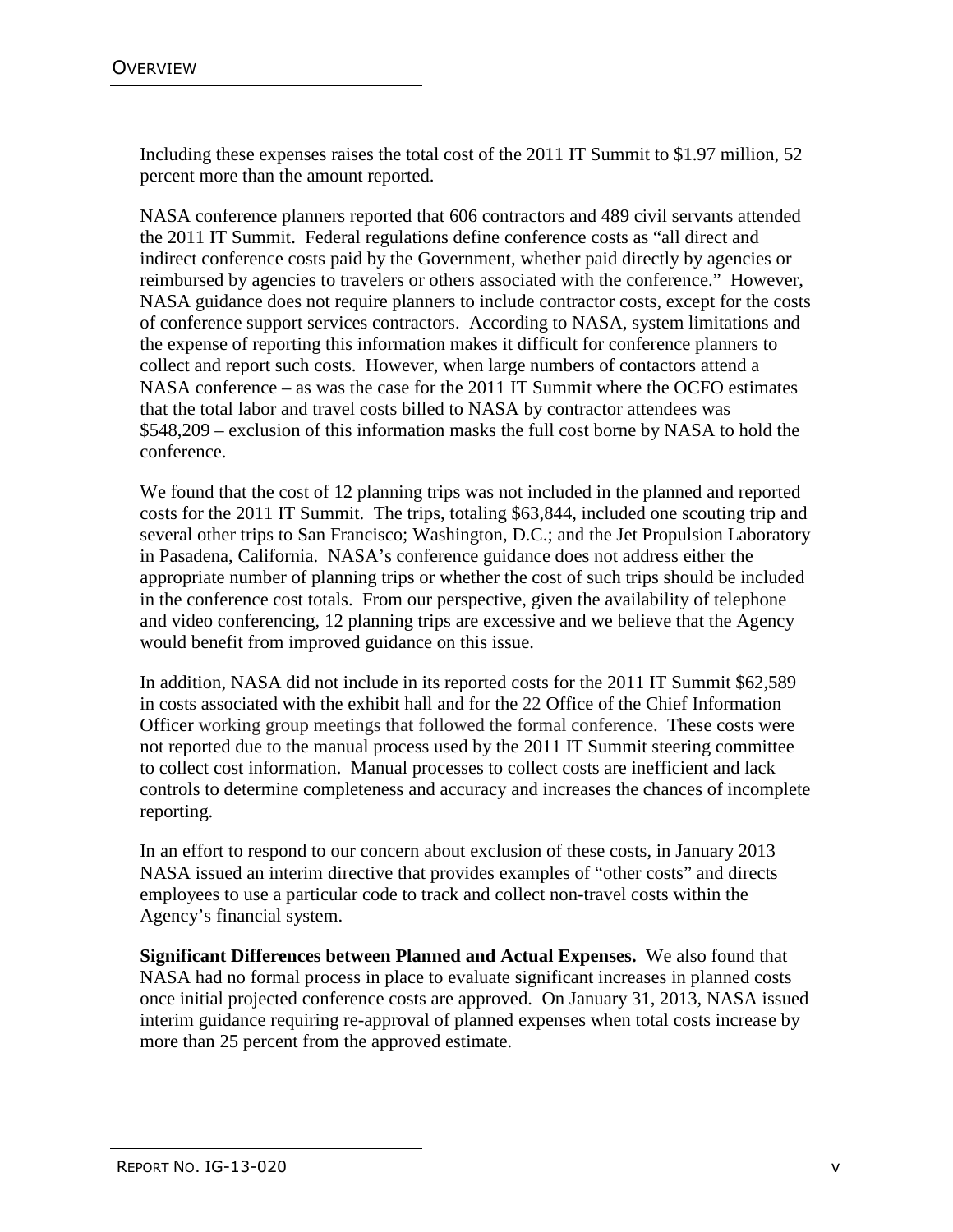Including these expenses raises the total cost of the 2011 IT Summit to $1.97 million, 52 percent more than the amount reported.

NASA conference planners reported that 606 contractors and 489 civil servants attended the 2011 IT Summit. Federal regulations define conference costs as "all direct and indirect conference costs paid by the Government, whether paid directly by agencies or reimbursed by agencies to travelers or others associated with the conference." However, NASA guidance does not require planners to include contractor costs, except for the costs of conference support services contractors. According to NASA, system limitations and the expense of reporting this information makes it difficult for conference planners to collect and report such costs. However, when large numbers of contactors attend a NASA conference – as was the case for the 2011 IT Summit where the OCFO estimates that the total labor and travel costs billed to NASA by contractor attendees was $548,209 – exclusion of this information masks the full cost borne by NASA to hold the conference.

We found that the cost of 12 planning trips was not included in the planned and reported costs for the 2011 IT Summit. The trips, totaling $63,844, included one scouting trip and several other trips to San Francisco; Washington, D.C.; and the Jet Propulsion Laboratory in Pasadena, California. NASA's conference guidance does not address either the appropriate number of planning trips or whether the cost of such trips should be included in the conference cost totals. From our perspective, given the availability of telephone and video conferencing, 12 planning trips are excessive and we believe that the Agency would benefit from improved guidance on this issue.

In addition, NASA did not include in its reported costs for the 2011 IT Summit $62,589 in costs associated with the exhibit hall and for the 22 Office of the Chief Information Officer working group meetings that followed the formal conference. These costs were not reported due to the manual process used by the 2011 IT Summit steering committee to collect cost information. Manual processes to collect costs are inefficient and lack controls to determine completeness and accuracy and increases the chances of incomplete reporting.

In an effort to respond to our concern about exclusion of these costs, in January 2013 NASA issued an interim directive that provides examples of "other costs" and directs employees to use a particular code to track and collect non-travel costs within the Agency's financial system.

**Significant Differences between Planned and Actual Expenses.** We also found that NASA had no formal process in place to evaluate significant increases in planned costs once initial projected conference costs are approved. On January 31, 2013, NASA issued interim guidance requiring re-approval of planned expenses when total costs increase by more than 25 percent from the approved estimate.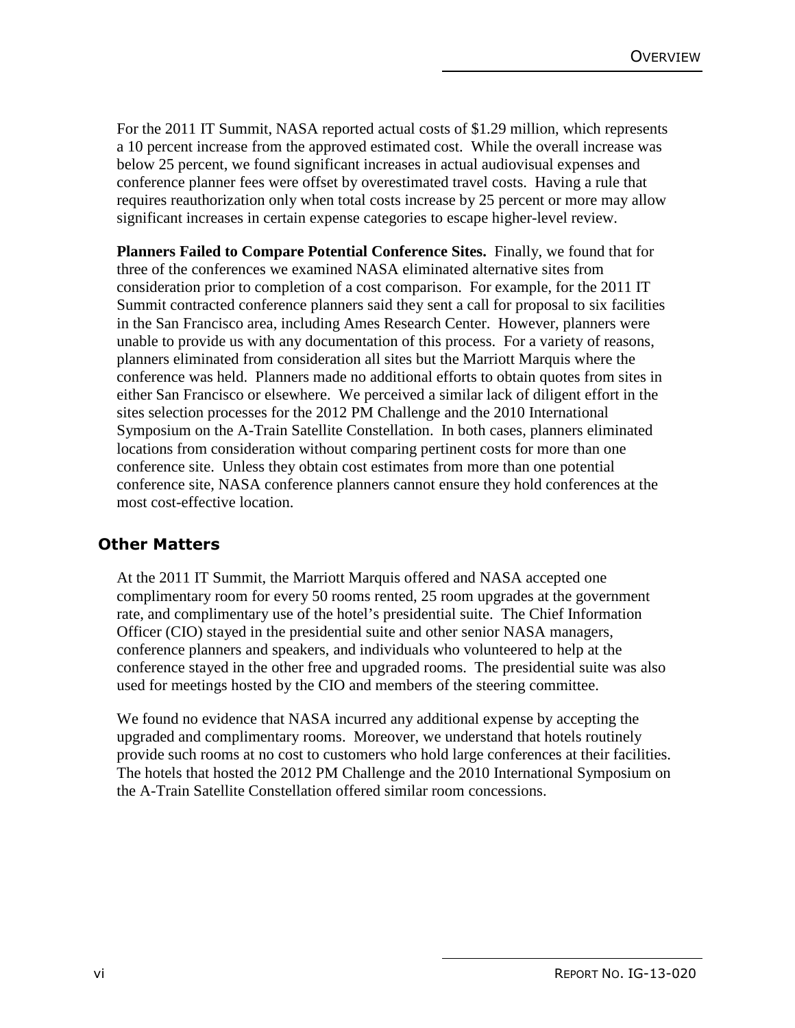For the 2011 IT Summit, NASA reported actual costs of $1.29 million, which represents a 10 percent increase from the approved estimated cost. While the overall increase was below 25 percent, we found significant increases in actual audiovisual expenses and conference planner fees were offset by overestimated travel costs. Having a rule that requires reauthorization only when total costs increase by 25 percent or more may allow significant increases in certain expense categories to escape higher-level review.

**Planners Failed to Compare Potential Conference Sites.** Finally, we found that for three of the conferences we examined NASA eliminated alternative sites from consideration prior to completion of a cost comparison. For example, for the 2011 IT Summit contracted conference planners said they sent a call for proposal to six facilities in the San Francisco area, including Ames Research Center. However, planners were unable to provide us with any documentation of this process. For a variety of reasons, planners eliminated from consideration all sites but the Marriott Marquis where the conference was held. Planners made no additional efforts to obtain quotes from sites in either San Francisco or elsewhere. We perceived a similar lack of diligent effort in the sites selection processes for the 2012 PM Challenge and the 2010 International Symposium on the A-Train Satellite Constellation. In both cases, planners eliminated locations from consideration without comparing pertinent costs for more than one conference site. Unless they obtain cost estimates from more than one potential conference site, NASA conference planners cannot ensure they hold conferences at the most cost-effective location.

## Other Matters

At the 2011 IT Summit, the Marriott Marquis offered and NASA accepted one complimentary room for every 50 rooms rented, 25 room upgrades at the government rate, and complimentary use of the hotel's presidential suite. The Chief Information Officer (CIO) stayed in the presidential suite and other senior NASA managers, conference planners and speakers, and individuals who volunteered to help at the conference stayed in the other free and upgraded rooms. The presidential suite was also used for meetings hosted by the CIO and members of the steering committee.

We found no evidence that NASA incurred any additional expense by accepting the upgraded and complimentary rooms. Moreover, we understand that hotels routinely provide such rooms at no cost to customers who hold large conferences at their facilities. The hotels that hosted the 2012 PM Challenge and the 2010 International Symposium on the A-Train Satellite Constellation offered similar room concessions.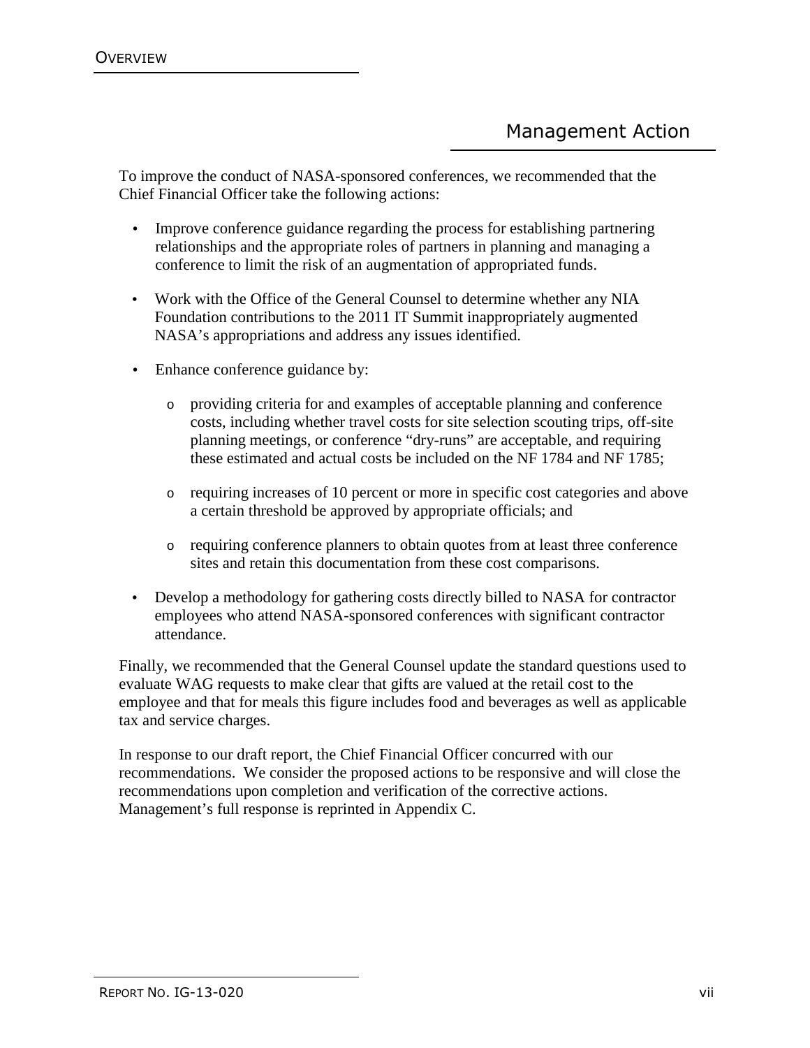## Management Action

To improve the conduct of NASA-sponsored conferences, we recommended that the Chief Financial Officer take the following actions:

- Improve conference guidance regarding the process for establishing partnering relationships and the appropriate roles of partners in planning and managing a conference to limit the risk of an augmentation of appropriated funds.
- Work with the Office of the General Counsel to determine whether any NIA Foundation contributions to the 2011 IT Summit inappropriately augmented NASA's appropriations and address any issues identified.
- Enhance conference guidance by:
  - providing criteria for and examples of acceptable planning and conference costs, including whether travel costs for site selection scouting trips, off-site planning meetings, or conference "dry-runs" are acceptable, and requiring these estimated and actual costs be included on the NF 1784 and NF 1785;
  - requiring increases of 10 percent or more in specific cost categories and above a certain threshold be approved by appropriate officials; and
  - requiring conference planners to obtain quotes from at least three conference sites and retain this documentation from these cost comparisons.
- Develop a methodology for gathering costs directly billed to NASA for contractor employees who attend NASA-sponsored conferences with significant contractor attendance.

Finally, we recommended that the General Counsel update the standard questions used to evaluate WAG requests to make clear that gifts are valued at the retail cost to the employee and that for meals this figure includes food and beverages as well as applicable tax and service charges.

In response to our draft report, the Chief Financial Officer concurred with our recommendations. We consider the proposed actions to be responsive and will close the recommendations upon completion and verification of the corrective actions. Management's full response is reprinted in Appendix C.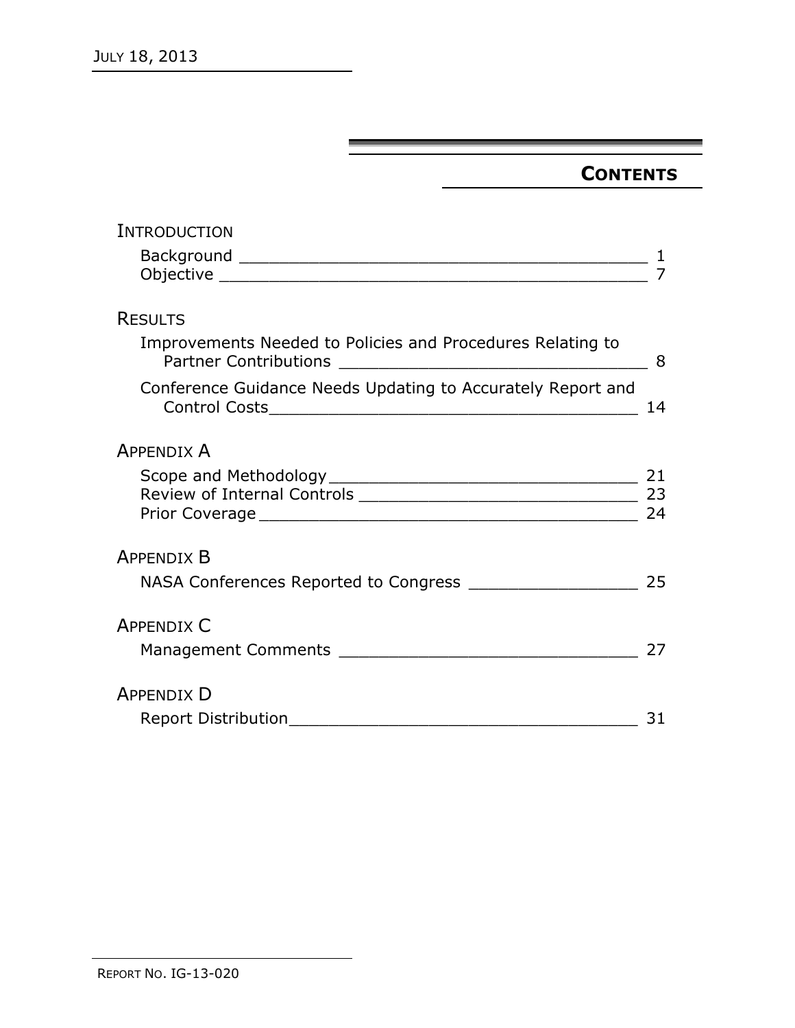# Contents

**Introduction**

- Background _______________________________________________ 1
- Objective _________________________________________________ 7

**Results**

- Improvements Needed to Policies and Procedures Relating to Partner Contributions _________________________________ 8
- Conference Guidance Needs Updating to Accurately Report and Control Costs_________________________________________ 14

**Appendix A**

- Scope and Methodology__________________________________ 21
- Review of Internal Controls ______________________________ 23
- Prior Coverage ________________________________________ 24

**Appendix B**

- NASA Conferences Reported to Congress _________________ 25

**Appendix C**

- Management Comments ________________________________ 27

**Appendix D**

- Report Distribution____________________________________ 31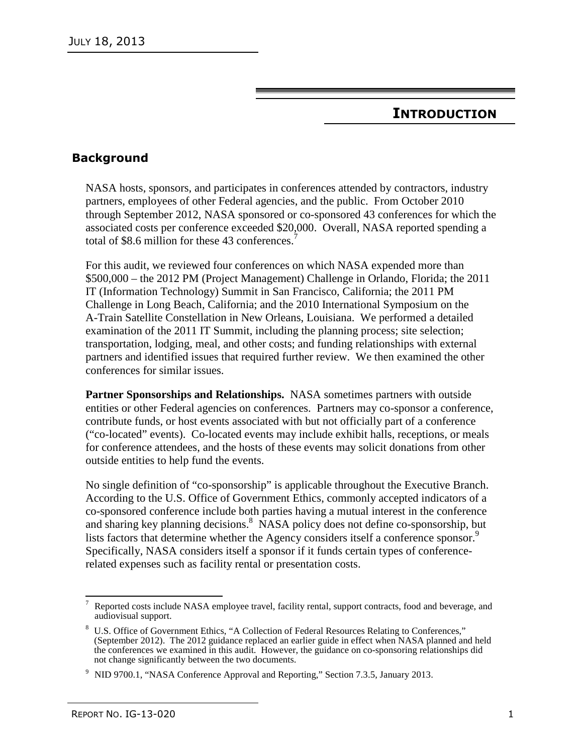# INTRODUCTION

## Background

NASA hosts, sponsors, and participates in conferences attended by contractors, industry partners, employees of other Federal agencies, and the public. From October 2010 through September 2012, NASA sponsored or co-sponsored 43 conferences for which the associated costs per conference exceeded $20,000. Overall, NASA reported spending a total of $8.6 million for these 43 conferences.[7]

For this audit, we reviewed four conferences on which NASA expended more than $500,000 – the 2012 PM (Project Management) Challenge in Orlando, Florida; the 2011 IT (Information Technology) Summit in San Francisco, California; the 2011 PM Challenge in Long Beach, California; and the 2010 International Symposium on the A-Train Satellite Constellation in New Orleans, Louisiana. We performed a detailed examination of the 2011 IT Summit, including the planning process; site selection; transportation, lodging, meal, and other costs; and funding relationships with external partners and identified issues that required further review. We then examined the other conferences for similar issues.

**Partner Sponsorships and Relationships.** NASA sometimes partners with outside entities or other Federal agencies on conferences. Partners may co-sponsor a conference, contribute funds, or host events associated with but not officially part of a conference ("co-located" events). Co-located events may include exhibit halls, receptions, or meals for conference attendees, and the hosts of these events may solicit donations from other outside entities to help fund the events.

No single definition of "co-sponsorship" is applicable throughout the Executive Branch. According to the U.S. Office of Government Ethics, commonly accepted indicators of a co-sponsored conference include both parties having a mutual interest in the conference and sharing key planning decisions.[8] NASA policy does not define co-sponsorship, but lists factors that determine whether the Agency considers itself a conference sponsor.[9] Specifically, NASA considers itself a sponsor if it funds certain types of conference-related expenses such as facility rental or presentation costs.

---

[7] Reported costs include NASA employee travel, facility rental, support contracts, food and beverage, and audiovisual support.

[8] U.S. Office of Government Ethics, "A Collection of Federal Resources Relating to Conferences," (September 2012). The 2012 guidance replaced an earlier guide in effect when NASA planned and held the conferences we examined in this audit. However, the guidance on co-sponsoring relationships did not change significantly between the two documents.

[9] NID 9700.1, "NASA Conference Approval and Reporting," Section 7.3.5, January 2013.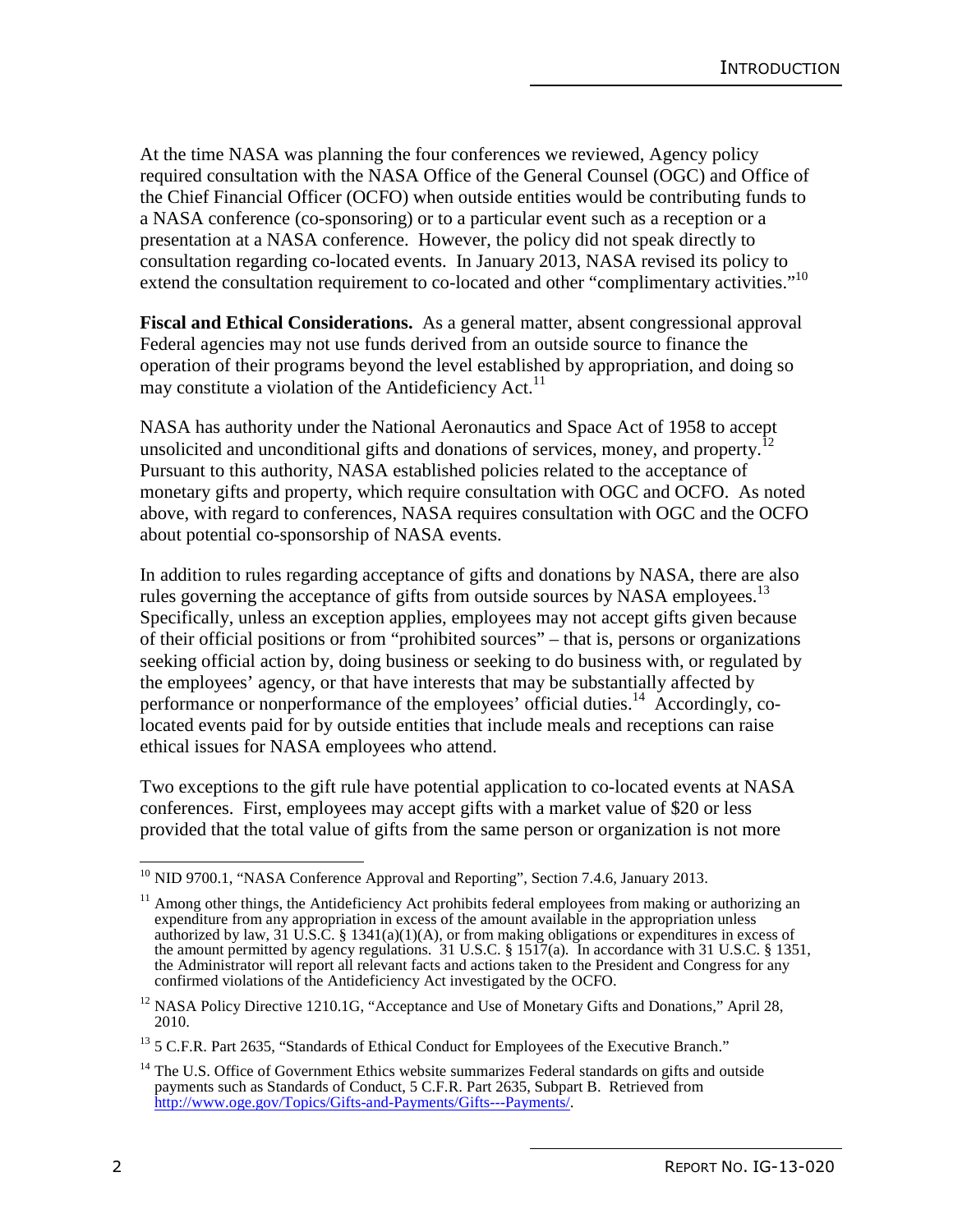At the time NASA was planning the four conferences we reviewed, Agency policy required consultation with the NASA Office of the General Counsel (OGC) and Office of the Chief Financial Officer (OCFO) when outside entities would be contributing funds to a NASA conference (co-sponsoring) or to a particular event such as a reception or a presentation at a NASA conference. However, the policy did not speak directly to consultation regarding co-located events. In January 2013, NASA revised its policy to extend the consultation requirement to co-located and other "complimentary activities."[10]

**Fiscal and Ethical Considerations.** As a general matter, absent congressional approval Federal agencies may not use funds derived from an outside source to finance the operation of their programs beyond the level established by appropriation, and doing so may constitute a violation of the Antideficiency Act.[11]

NASA has authority under the National Aeronautics and Space Act of 1958 to accept unsolicited and unconditional gifts and donations of services, money, and property.[12] Pursuant to this authority, NASA established policies related to the acceptance of monetary gifts and property, which require consultation with OGC and OCFO. As noted above, with regard to conferences, NASA requires consultation with OGC and the OCFO about potential co-sponsorship of NASA events.

In addition to rules regarding acceptance of gifts and donations by NASA, there are also rules governing the acceptance of gifts from outside sources by NASA employees.[13] Specifically, unless an exception applies, employees may not accept gifts given because of their official positions or from "prohibited sources" – that is, persons or organizations seeking official action by, doing business or seeking to do business with, or regulated by the employees' agency, or that have interests that may be substantially affected by performance or nonperformance of the employees' official duties.[14] Accordingly, co-located events paid for by outside entities that include meals and receptions can raise ethical issues for NASA employees who attend.

Two exceptions to the gift rule have potential application to co-located events at NASA conferences. First, employees may accept gifts with a market value of $20 or less provided that the total value of gifts from the same person or organization is not more

---

[10] NID 9700.1, "NASA Conference Approval and Reporting", Section 7.4.6, January 2013.

[11] Among other things, the Antideficiency Act prohibits federal employees from making or authorizing an expenditure from any appropriation in excess of the amount available in the appropriation unless authorized by law, 31 U.S.C. § 1341(a)(1)(A), or from making obligations or expenditures in excess of the amount permitted by agency regulations. 31 U.S.C. § 1517(a). In accordance with 31 U.S.C. § 1351, the Administrator will report all relevant facts and actions taken to the President and Congress for any confirmed violations of the Antideficiency Act investigated by the OCFO.

[12] NASA Policy Directive 1210.1G, "Acceptance and Use of Monetary Gifts and Donations," April 28, 2010.

[13] 5 C.F.R. Part 2635, "Standards of Ethical Conduct for Employees of the Executive Branch."

[14] The U.S. Office of Government Ethics website summarizes Federal standards on gifts and outside payments such as Standards of Conduct, 5 C.F.R. Part 2635, Subpart B. Retrieved from http://www.oge.gov/Topics/Gifts-and-Payments/Gifts---Payments/.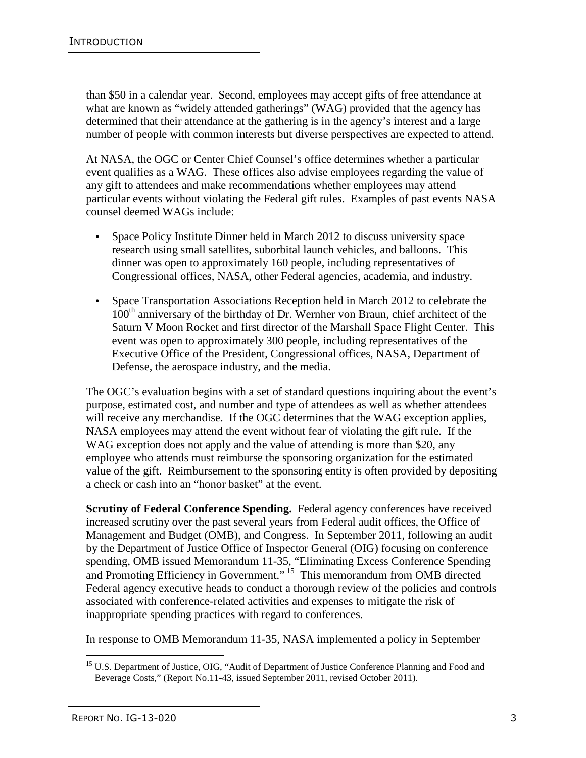than $50 in a calendar year. Second, employees may accept gifts of free attendance at what are known as "widely attended gatherings" (WAG) provided that the agency has determined that their attendance at the gathering is in the agency's interest and a large number of people with common interests but diverse perspectives are expected to attend.

At NASA, the OGC or Center Chief Counsel's office determines whether a particular event qualifies as a WAG. These offices also advise employees regarding the value of any gift to attendees and make recommendations whether employees may attend particular events without violating the Federal gift rules. Examples of past events NASA counsel deemed WAGs include:

- Space Policy Institute Dinner held in March 2012 to discuss university space research using small satellites, suborbital launch vehicles, and balloons. This dinner was open to approximately 160 people, including representatives of Congressional offices, NASA, other Federal agencies, academia, and industry.
- Space Transportation Associations Reception held in March 2012 to celebrate the 100th anniversary of the birthday of Dr. Wernher von Braun, chief architect of the Saturn V Moon Rocket and first director of the Marshall Space Flight Center. This event was open to approximately 300 people, including representatives of the Executive Office of the President, Congressional offices, NASA, Department of Defense, the aerospace industry, and the media.

The OGC's evaluation begins with a set of standard questions inquiring about the event's purpose, estimated cost, and number and type of attendees as well as whether attendees will receive any merchandise. If the OGC determines that the WAG exception applies, NASA employees may attend the event without fear of violating the gift rule. If the WAG exception does not apply and the value of attending is more than $20, any employee who attends must reimburse the sponsoring organization for the estimated value of the gift. Reimbursement to the sponsoring entity is often provided by depositing a check or cash into an "honor basket" at the event.

**Scrutiny of Federal Conference Spending.** Federal agency conferences have received increased scrutiny over the past several years from Federal audit offices, the Office of Management and Budget (OMB), and Congress. In September 2011, following an audit by the Department of Justice Office of Inspector General (OIG) focusing on conference spending, OMB issued Memorandum 11-35, "Eliminating Excess Conference Spending and Promoting Efficiency in Government." [15] This memorandum from OMB directed Federal agency executive heads to conduct a thorough review of the policies and controls associated with conference-related activities and expenses to mitigate the risk of inappropriate spending practices with regard to conferences.

In response to OMB Memorandum 11-35, NASA implemented a policy in September

---

[15] U.S. Department of Justice, OIG, "Audit of Department of Justice Conference Planning and Food and Beverage Costs," (Report No.11-43, issued September 2011, revised October 2011).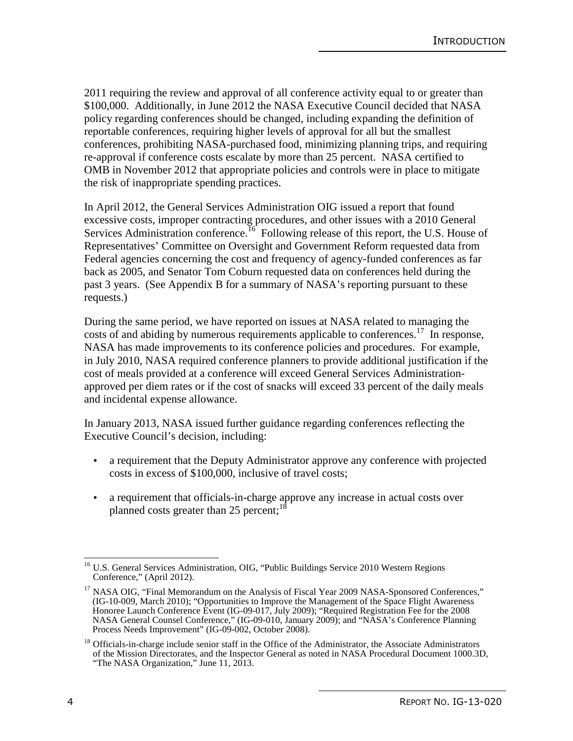2011 requiring the review and approval of all conference activity equal to or greater than $100,000. Additionally, in June 2012 the NASA Executive Council decided that NASA policy regarding conferences should be changed, including expanding the definition of reportable conferences, requiring higher levels of approval for all but the smallest conferences, prohibiting NASA-purchased food, minimizing planning trips, and requiring re-approval if conference costs escalate by more than 25 percent. NASA certified to OMB in November 2012 that appropriate policies and controls were in place to mitigate the risk of inappropriate spending practices.

In April 2012, the General Services Administration OIG issued a report that found excessive costs, improper contracting procedures, and other issues with a 2010 General Services Administration conference.[16] Following release of this report, the U.S. House of Representatives' Committee on Oversight and Government Reform requested data from Federal agencies concerning the cost and frequency of agency-funded conferences as far back as 2005, and Senator Tom Coburn requested data on conferences held during the past 3 years. (See Appendix B for a summary of NASA's reporting pursuant to these requests.)

During the same period, we have reported on issues at NASA related to managing the costs of and abiding by numerous requirements applicable to conferences.[17] In response, NASA has made improvements to its conference policies and procedures. For example, in July 2010, NASA required conference planners to provide additional justification if the cost of meals provided at a conference will exceed General Services Administration-approved per diem rates or if the cost of snacks will exceed 33 percent of the daily meals and incidental expense allowance.

In January 2013, NASA issued further guidance regarding conferences reflecting the Executive Council's decision, including:

- a requirement that the Deputy Administrator approve any conference with projected costs in excess of $100,000, inclusive of travel costs;
- a requirement that officials-in-charge approve any increase in actual costs over planned costs greater than 25 percent;[18]

---

[16] U.S. General Services Administration, OIG, "Public Buildings Service 2010 Western Regions Conference," (April 2012).

[17] NASA OIG, "Final Memorandum on the Analysis of Fiscal Year 2009 NASA-Sponsored Conferences," (IG-10-009, March 2010); "Opportunities to Improve the Management of the Space Flight Awareness Honoree Launch Conference Event (IG-09-017, July 2009); "Required Registration Fee for the 2008 NASA General Counsel Conference," (IG-09-010, January 2009); and "NASA's Conference Planning Process Needs Improvement" (IG-09-002, October 2008).

[18] Officials-in-charge include senior staff in the Office of the Administrator, the Associate Administrators of the Mission Directorates, and the Inspector General as noted in NASA Procedural Document 1000.3D, "The NASA Organization," June 11, 2013.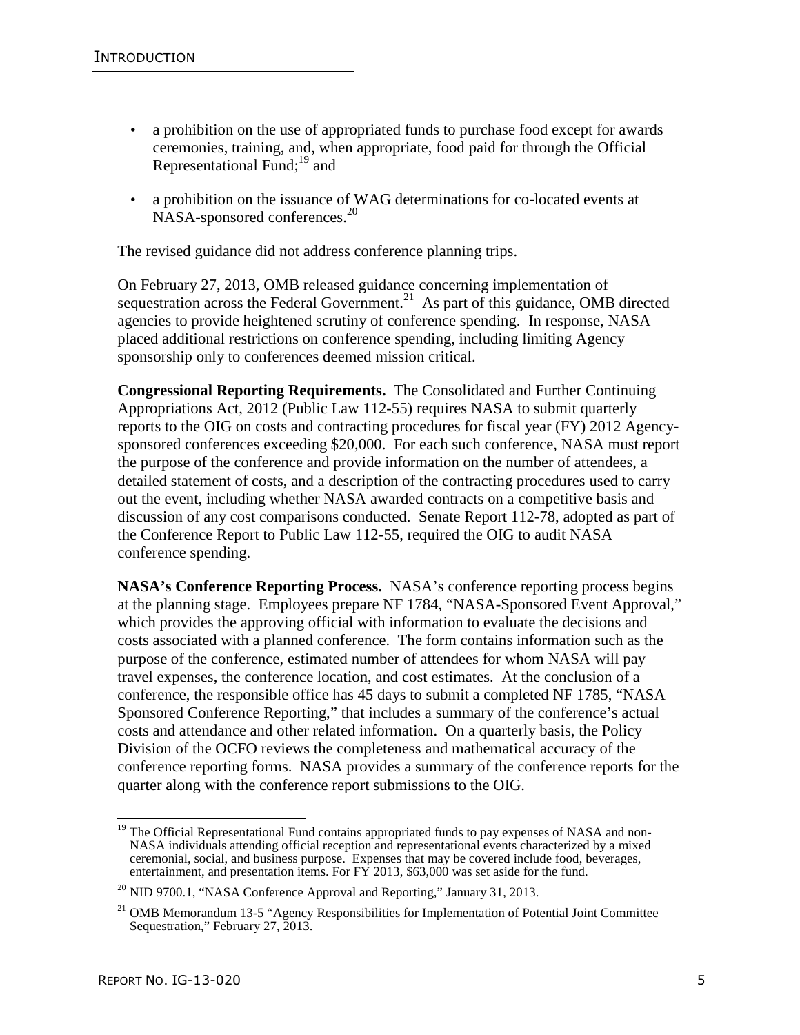- a prohibition on the use of appropriated funds to purchase food except for awards ceremonies, training, and, when appropriate, food paid for through the Official Representational Fund;[19] and
- a prohibition on the issuance of WAG determinations for co-located events at NASA-sponsored conferences.[20]

The revised guidance did not address conference planning trips.

On February 27, 2013, OMB released guidance concerning implementation of sequestration across the Federal Government.[21] As part of this guidance, OMB directed agencies to provide heightened scrutiny of conference spending. In response, NASA placed additional restrictions on conference spending, including limiting Agency sponsorship only to conferences deemed mission critical.

**Congressional Reporting Requirements.** The Consolidated and Further Continuing Appropriations Act, 2012 (Public Law 112-55) requires NASA to submit quarterly reports to the OIG on costs and contracting procedures for fiscal year (FY) 2012 Agency-sponsored conferences exceeding $20,000. For each such conference, NASA must report the purpose of the conference and provide information on the number of attendees, a detailed statement of costs, and a description of the contracting procedures used to carry out the event, including whether NASA awarded contracts on a competitive basis and discussion of any cost comparisons conducted. Senate Report 112-78, adopted as part of the Conference Report to Public Law 112-55, required the OIG to audit NASA conference spending.

**NASA's Conference Reporting Process.** NASA's conference reporting process begins at the planning stage. Employees prepare NF 1784, "NASA-Sponsored Event Approval," which provides the approving official with information to evaluate the decisions and costs associated with a planned conference. The form contains information such as the purpose of the conference, estimated number of attendees for whom NASA will pay travel expenses, the conference location, and cost estimates. At the conclusion of a conference, the responsible office has 45 days to submit a completed NF 1785, "NASA Sponsored Conference Reporting," that includes a summary of the conference's actual costs and attendance and other related information. On a quarterly basis, the Policy Division of the OCFO reviews the completeness and mathematical accuracy of the conference reporting forms. NASA provides a summary of the conference reports for the quarter along with the conference report submissions to the OIG.

---

[19] The Official Representational Fund contains appropriated funds to pay expenses of NASA and non-NASA individuals attending official reception and representational events characterized by a mixed ceremonial, social, and business purpose. Expenses that may be covered include food, beverages, entertainment, and presentation items. For FY 2013, $63,000 was set aside for the fund.

[20] NID 9700.1, "NASA Conference Approval and Reporting," January 31, 2013.

[21] OMB Memorandum 13-5 "Agency Responsibilities for Implementation of Potential Joint Committee Sequestration," February 27, 2013.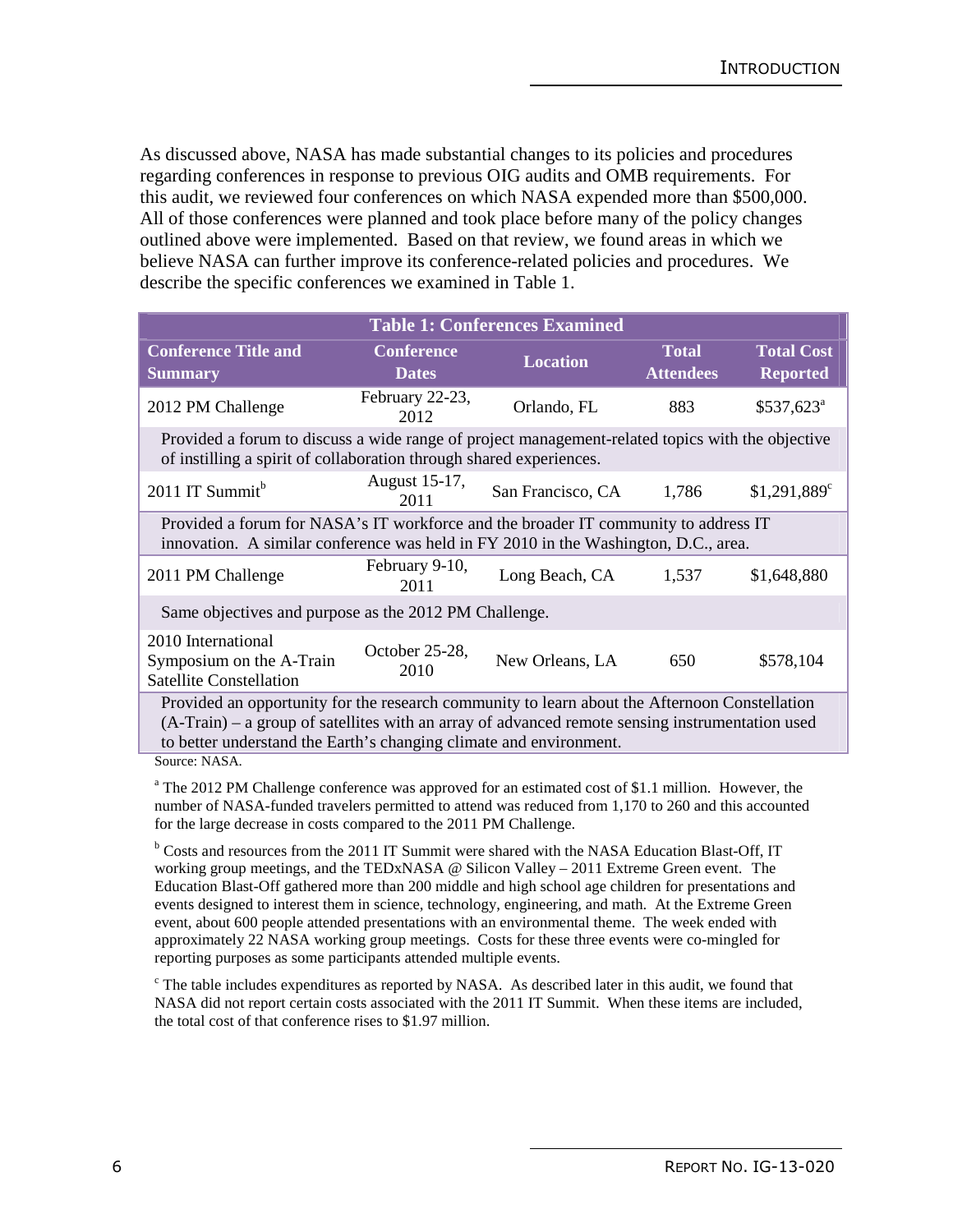As discussed above, NASA has made substantial changes to its policies and procedures regarding conferences in response to previous OIG audits and OMB requirements. For this audit, we reviewed four conferences on which NASA expended more than $500,000. All of those conferences were planned and took place before many of the policy changes outlined above were implemented. Based on that review, we found areas in which we believe NASA can further improve its conference-related policies and procedures. We describe the specific conferences we examined in Table 1.

**Table 1: Conferences Examined**

| Conference Title and Summary | Conference Dates | Location | Total Attendees | Total Cost Reported |
|---|---|---|---|---|
| 2012 PM Challenge | February 22-23, 2012 | Orlando, FL | 883 | $537,623[a] |
| Provided a forum to discuss a wide range of project management-related topics with the objective of instilling a spirit of collaboration through shared experiences. | | | | |
| 2011 IT Summit[b] | August 15-17, 2011 | San Francisco, CA | 1,786 | $1,291,889[c] |
| Provided a forum for NASA's IT workforce and the broader IT community to address IT innovation. A similar conference was held in FY 2010 in the Washington, D.C., area. | | | | |
| 2011 PM Challenge | February 9-10, 2011 | Long Beach, CA | 1,537 | $1,648,880 |
| Same objectives and purpose as the 2012 PM Challenge. | | | | |
| 2010 International Symposium on the A-Train Satellite Constellation | October 25-28, 2010 | New Orleans, LA | 650 | $578,104 |
| Provided an opportunity for the research community to learn about the Afternoon Constellation (A-Train) – a group of satellites with an array of advanced remote sensing instrumentation used to better understand the Earth's changing climate and environment. | | | | |

Source: NASA.

[a] The 2012 PM Challenge conference was approved for an estimated cost of $1.1 million. However, the number of NASA-funded travelers permitted to attend was reduced from 1,170 to 260 and this accounted for the large decrease in costs compared to the 2011 PM Challenge.

[b] Costs and resources from the 2011 IT Summit were shared with the NASA Education Blast-Off, IT working group meetings, and the TEDxNASA @ Silicon Valley – 2011 Extreme Green event. The Education Blast-Off gathered more than 200 middle and high school age children for presentations and events designed to interest them in science, technology, engineering, and math. At the Extreme Green event, about 600 people attended presentations with an environmental theme. The week ended with approximately 22 NASA working group meetings. Costs for these three events were co-mingled for reporting purposes as some participants attended multiple events.

[c] The table includes expenditures as reported by NASA. As described later in this audit, we found that NASA did not report certain costs associated with the 2011 IT Summit. When these items are included, the total cost of that conference rises to $1.97 million.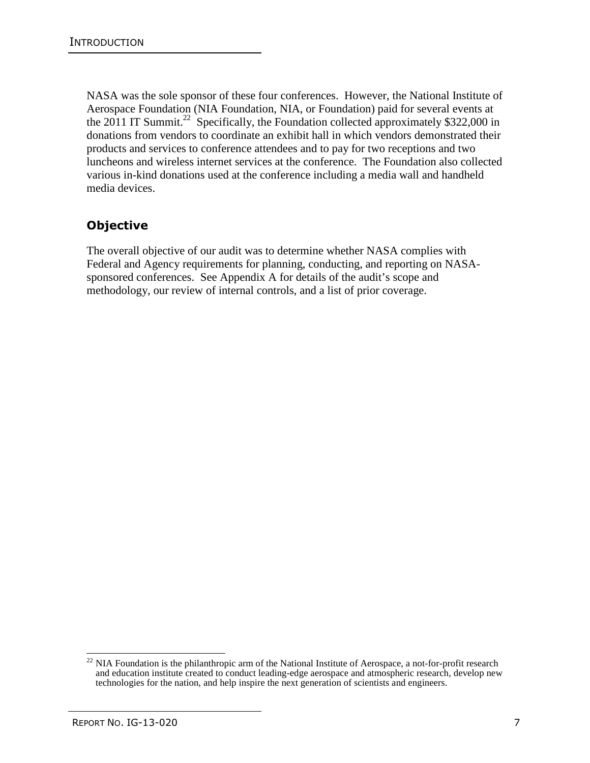NASA was the sole sponsor of these four conferences. However, the National Institute of Aerospace Foundation (NIA Foundation, NIA, or Foundation) paid for several events at the 2011 IT Summit.[22] Specifically, the Foundation collected approximately $322,000 in donations from vendors to coordinate an exhibit hall in which vendors demonstrated their products and services to conference attendees and to pay for two receptions and two luncheons and wireless internet services at the conference. The Foundation also collected various in-kind donations used at the conference including a media wall and handheld media devices.

## Objective

The overall objective of our audit was to determine whether NASA complies with Federal and Agency requirements for planning, conducting, and reporting on NASA-sponsored conferences. See Appendix A for details of the audit's scope and methodology, our review of internal controls, and a list of prior coverage.

---

[22] NIA Foundation is the philanthropic arm of the National Institute of Aerospace, a not-for-profit research and education institute created to conduct leading-edge aerospace and atmospheric research, develop new technologies for the nation, and help inspire the next generation of scientists and engineers.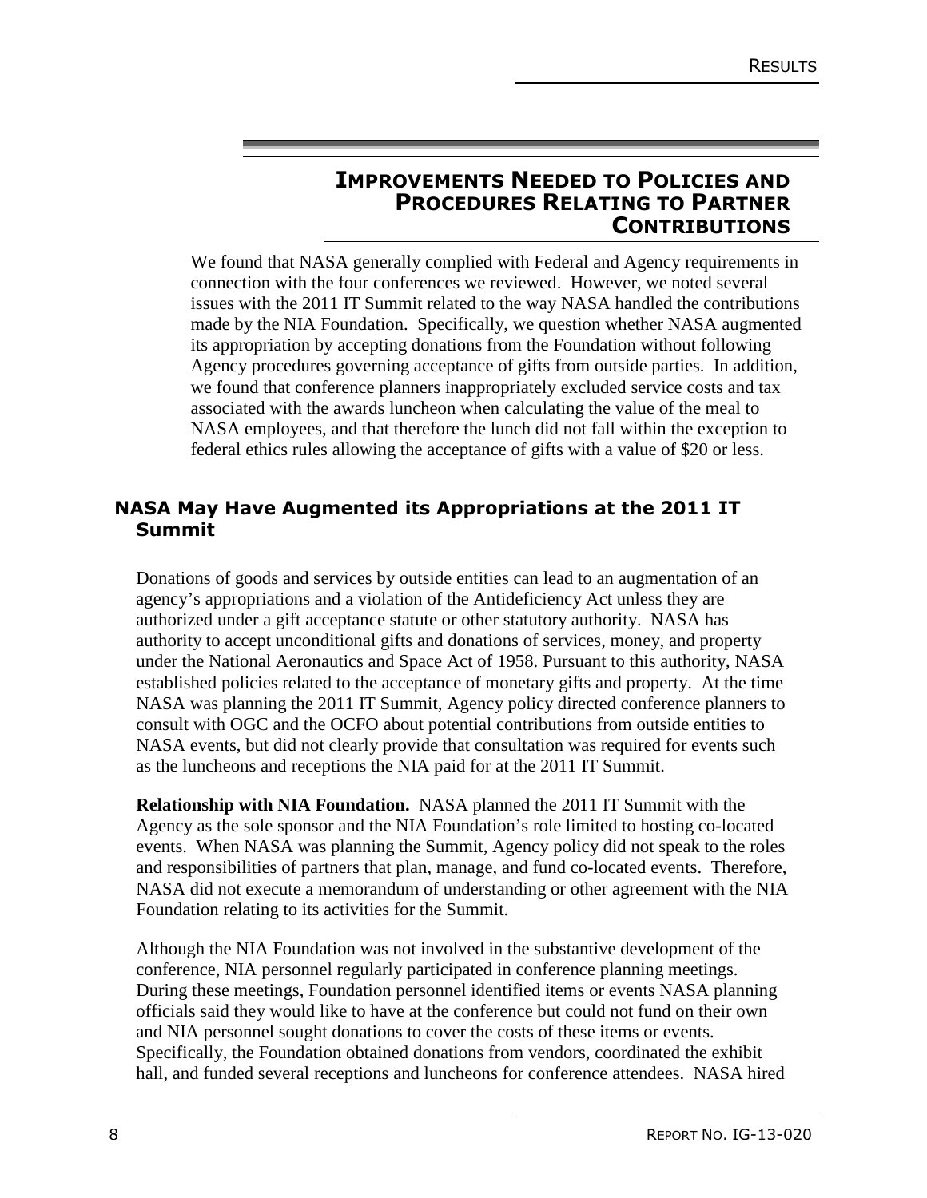## IMPROVEMENTS NEEDED TO POLICIES AND PROCEDURES RELATING TO PARTNER CONTRIBUTIONS

We found that NASA generally complied with Federal and Agency requirements in connection with the four conferences we reviewed. However, we noted several issues with the 2011 IT Summit related to the way NASA handled the contributions made by the NIA Foundation. Specifically, we question whether NASA augmented its appropriation by accepting donations from the Foundation without following Agency procedures governing acceptance of gifts from outside parties. In addition, we found that conference planners inappropriately excluded service costs and tax associated with the awards luncheon when calculating the value of the meal to NASA employees, and that therefore the lunch did not fall within the exception to federal ethics rules allowing the acceptance of gifts with a value of $20 or less.

### NASA May Have Augmented its Appropriations at the 2011 IT Summit

Donations of goods and services by outside entities can lead to an augmentation of an agency's appropriations and a violation of the Antideficiency Act unless they are authorized under a gift acceptance statute or other statutory authority. NASA has authority to accept unconditional gifts and donations of services, money, and property under the National Aeronautics and Space Act of 1958. Pursuant to this authority, NASA established policies related to the acceptance of monetary gifts and property. At the time NASA was planning the 2011 IT Summit, Agency policy directed conference planners to consult with OGC and the OCFO about potential contributions from outside entities to NASA events, but did not clearly provide that consultation was required for events such as the luncheons and receptions the NIA paid for at the 2011 IT Summit.

**Relationship with NIA Foundation.** NASA planned the 2011 IT Summit with the Agency as the sole sponsor and the NIA Foundation's role limited to hosting co-located events. When NASA was planning the Summit, Agency policy did not speak to the roles and responsibilities of partners that plan, manage, and fund co-located events. Therefore, NASA did not execute a memorandum of understanding or other agreement with the NIA Foundation relating to its activities for the Summit.

Although the NIA Foundation was not involved in the substantive development of the conference, NIA personnel regularly participated in conference planning meetings. During these meetings, Foundation personnel identified items or events NASA planning officials said they would like to have at the conference but could not fund on their own and NIA personnel sought donations to cover the costs of these items or events. Specifically, the Foundation obtained donations from vendors, coordinated the exhibit hall, and funded several receptions and luncheons for conference attendees. NASA hired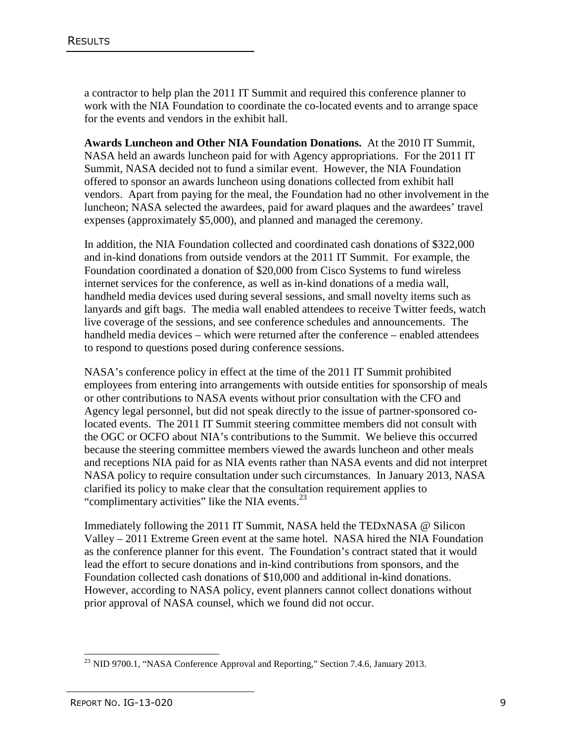a contractor to help plan the 2011 IT Summit and required this conference planner to work with the NIA Foundation to coordinate the co-located events and to arrange space for the events and vendors in the exhibit hall.

**Awards Luncheon and Other NIA Foundation Donations.** At the 2010 IT Summit, NASA held an awards luncheon paid for with Agency appropriations. For the 2011 IT Summit, NASA decided not to fund a similar event. However, the NIA Foundation offered to sponsor an awards luncheon using donations collected from exhibit hall vendors. Apart from paying for the meal, the Foundation had no other involvement in the luncheon; NASA selected the awardees, paid for award plaques and the awardees' travel expenses (approximately $5,000), and planned and managed the ceremony.

In addition, the NIA Foundation collected and coordinated cash donations of $322,000 and in-kind donations from outside vendors at the 2011 IT Summit. For example, the Foundation coordinated a donation of $20,000 from Cisco Systems to fund wireless internet services for the conference, as well as in-kind donations of a media wall, handheld media devices used during several sessions, and small novelty items such as lanyards and gift bags. The media wall enabled attendees to receive Twitter feeds, watch live coverage of the sessions, and see conference schedules and announcements. The handheld media devices – which were returned after the conference – enabled attendees to respond to questions posed during conference sessions.

NASA's conference policy in effect at the time of the 2011 IT Summit prohibited employees from entering into arrangements with outside entities for sponsorship of meals or other contributions to NASA events without prior consultation with the CFO and Agency legal personnel, but did not speak directly to the issue of partner-sponsored co-located events. The 2011 IT Summit steering committee members did not consult with the OGC or OCFO about NIA's contributions to the Summit. We believe this occurred because the steering committee members viewed the awards luncheon and other meals and receptions NIA paid for as NIA events rather than NASA events and did not interpret NASA policy to require consultation under such circumstances. In January 2013, NASA clarified its policy to make clear that the consultation requirement applies to "complimentary activities" like the NIA events.[23]

Immediately following the 2011 IT Summit, NASA held the TEDxNASA @ Silicon Valley – 2011 Extreme Green event at the same hotel. NASA hired the NIA Foundation as the conference planner for this event. The Foundation's contract stated that it would lead the effort to secure donations and in-kind contributions from sponsors, and the Foundation collected cash donations of $10,000 and additional in-kind donations. However, according to NASA policy, event planners cannot collect donations without prior approval of NASA counsel, which we found did not occur.

[23] NID 9700.1, "NASA Conference Approval and Reporting," Section 7.4.6, January 2013.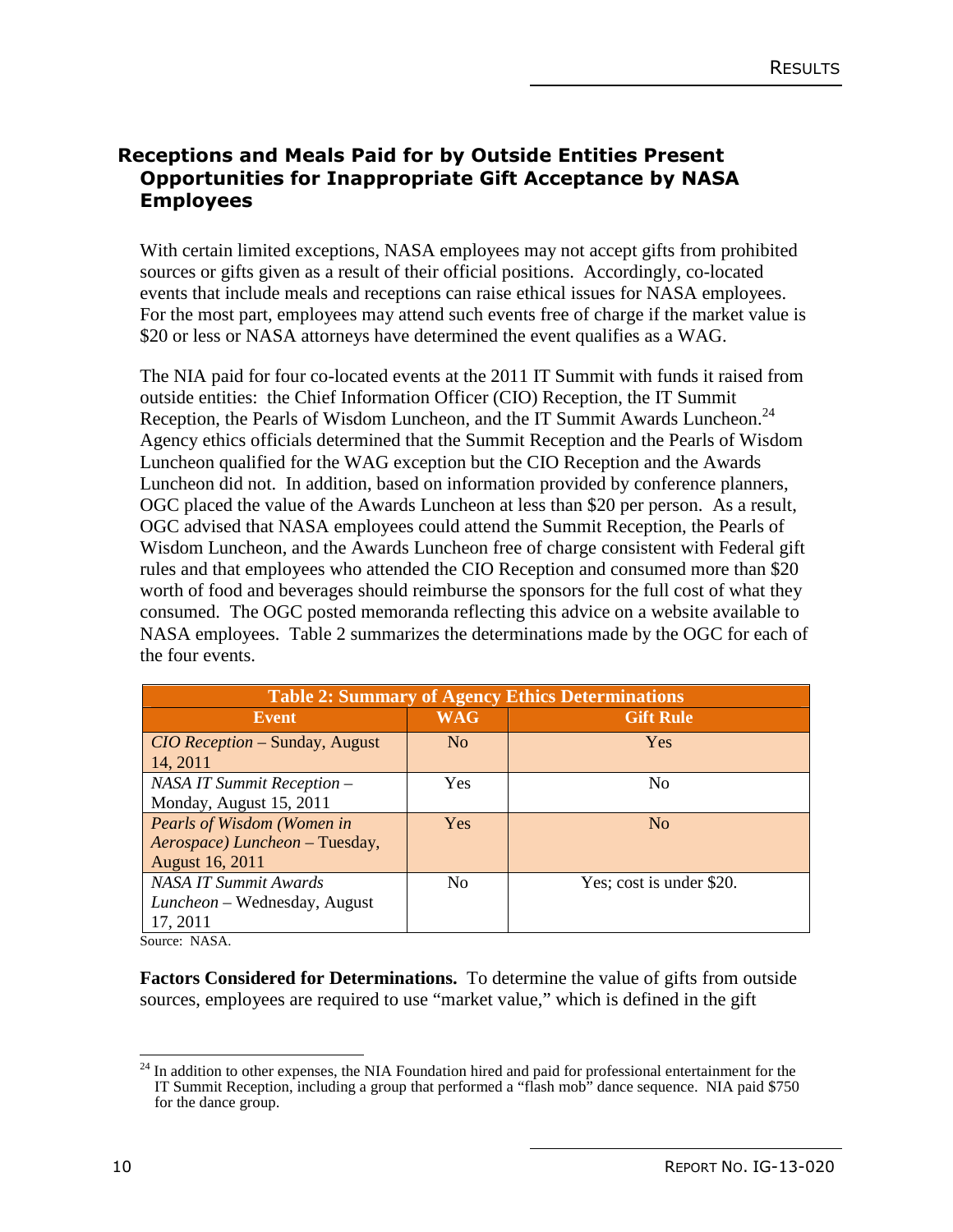## Receptions and Meals Paid for by Outside Entities Present Opportunities for Inappropriate Gift Acceptance by NASA Employees

With certain limited exceptions, NASA employees may not accept gifts from prohibited sources or gifts given as a result of their official positions. Accordingly, co-located events that include meals and receptions can raise ethical issues for NASA employees. For the most part, employees may attend such events free of charge if the market value is $20 or less or NASA attorneys have determined the event qualifies as a WAG.

The NIA paid for four co-located events at the 2011 IT Summit with funds it raised from outside entities: the Chief Information Officer (CIO) Reception, the IT Summit Reception, the Pearls of Wisdom Luncheon, and the IT Summit Awards Luncheon.[24] Agency ethics officials determined that the Summit Reception and the Pearls of Wisdom Luncheon qualified for the WAG exception but the CIO Reception and the Awards Luncheon did not. In addition, based on information provided by conference planners, OGC placed the value of the Awards Luncheon at less than $20 per person. As a result, OGC advised that NASA employees could attend the Summit Reception, the Pearls of Wisdom Luncheon, and the Awards Luncheon free of charge consistent with Federal gift rules and that employees who attended the CIO Reception and consumed more than $20 worth of food and beverages should reimburse the sponsors for the full cost of what they consumed. The OGC posted memoranda reflecting this advice on a website available to NASA employees. Table 2 summarizes the determinations made by the OGC for each of the four events.

**Table 2: Summary of Agency Ethics Determinations**

| Event | WAG | Gift Rule |
|---|---|---|
| *CIO Reception* – Sunday, August 14, 2011 | No | Yes |
| *NASA IT Summit Reception* – Monday, August 15, 2011 | Yes | No |
| *Pearls of Wisdom (Women in Aerospace) Luncheon* – Tuesday, August 16, 2011 | Yes | No |
| *NASA IT Summit Awards Luncheon* – Wednesday, August 17, 2011 | No | Yes; cost is under $20. |

Source: NASA.

**Factors Considered for Determinations.** To determine the value of gifts from outside sources, employees are required to use "market value," which is defined in the gift

---

[24] In addition to other expenses, the NIA Foundation hired and paid for professional entertainment for the IT Summit Reception, including a group that performed a "flash mob" dance sequence. NIA paid $750 for the dance group.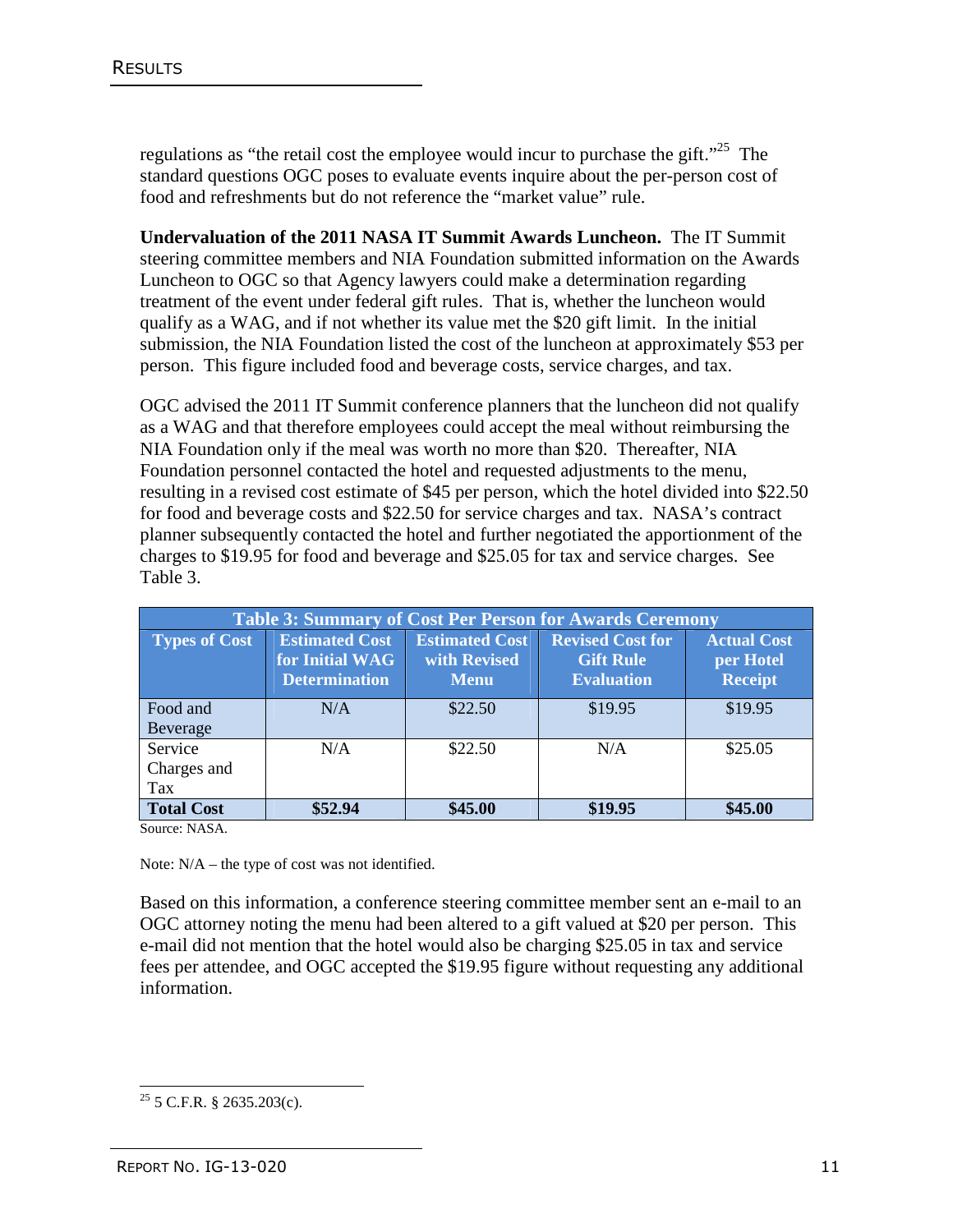regulations as "the retail cost the employee would incur to purchase the gift."[25] The standard questions OGC poses to evaluate events inquire about the per-person cost of food and refreshments but do not reference the "market value" rule.

**Undervaluation of the 2011 NASA IT Summit Awards Luncheon.** The IT Summit steering committee members and NIA Foundation submitted information on the Awards Luncheon to OGC so that Agency lawyers could make a determination regarding treatment of the event under federal gift rules. That is, whether the luncheon would qualify as a WAG, and if not whether its value met the $20 gift limit. In the initial submission, the NIA Foundation listed the cost of the luncheon at approximately $53 per person. This figure included food and beverage costs, service charges, and tax.

OGC advised the 2011 IT Summit conference planners that the luncheon did not qualify as a WAG and that therefore employees could accept the meal without reimbursing the NIA Foundation only if the meal was worth no more than $20. Thereafter, NIA Foundation personnel contacted the hotel and requested adjustments to the menu, resulting in a revised cost estimate of $45 per person, which the hotel divided into $22.50 for food and beverage costs and $22.50 for service charges and tax. NASA's contract planner subsequently contacted the hotel and further negotiated the apportionment of the charges to $19.95 for food and beverage and $25.05 for tax and service charges. See Table 3.

**Table 3: Summary of Cost Per Person for Awards Ceremony**

| Types of Cost | Estimated Cost for Initial WAG Determination | Estimated Cost with Revised Menu | Revised Cost for Gift Rule Evaluation | Actual Cost per Hotel Receipt |
|---|---|---|---|---|
| Food and Beverage | N/A | $22.50 | $19.95 | $19.95 |
| Service Charges and Tax | N/A | $22.50 | N/A | $25.05 |
| **Total Cost** | **$52.94** | **$45.00** | **$19.95** | **$45.00** |

Source: NASA.

Note: N/A – the type of cost was not identified.

Based on this information, a conference steering committee member sent an e-mail to an OGC attorney noting the menu had been altered to a gift valued at $20 per person. This e-mail did not mention that the hotel would also be charging $25.05 in tax and service fees per attendee, and OGC accepted the $19.95 figure without requesting any additional information.

[25] 5 C.F.R. § 2635.203(c).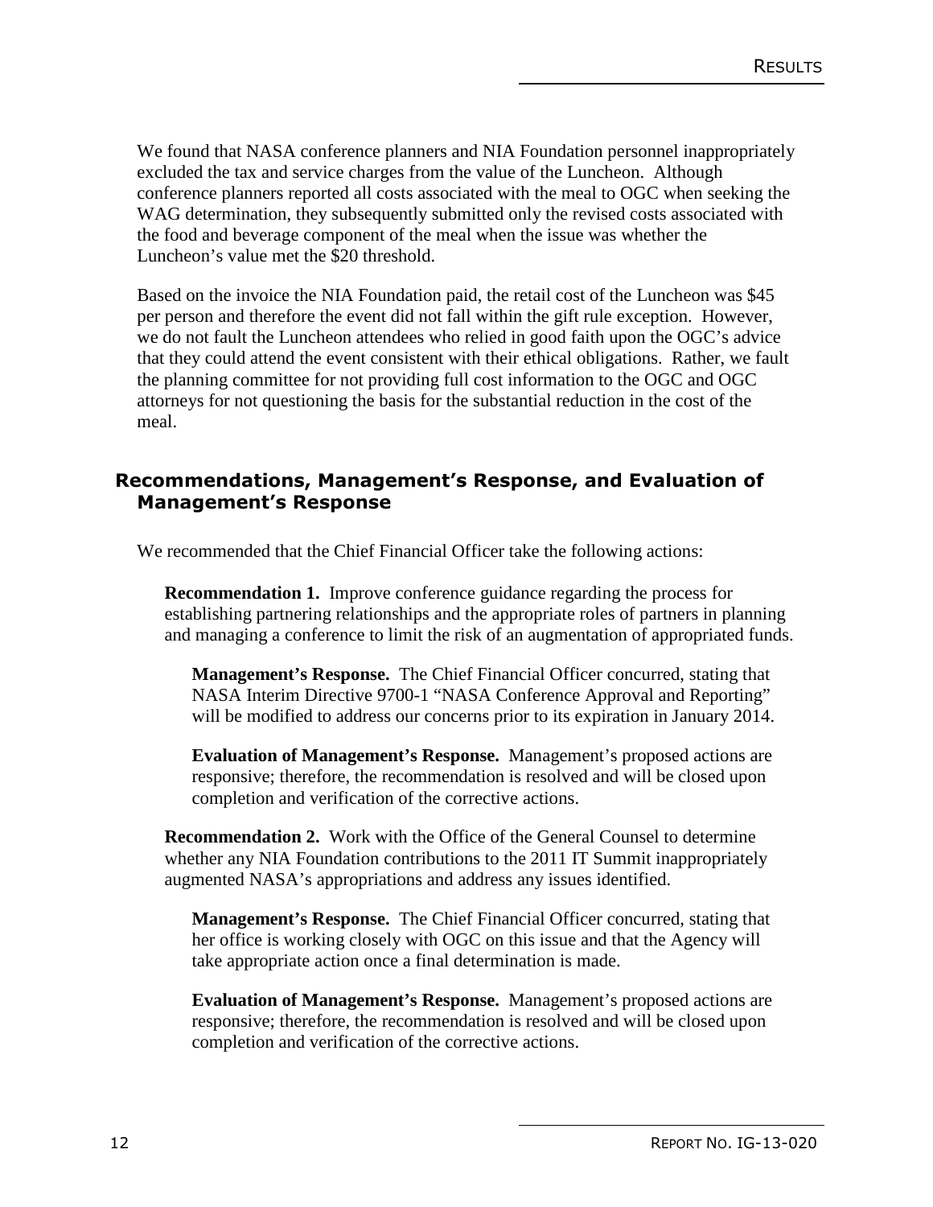We found that NASA conference planners and NIA Foundation personnel inappropriately excluded the tax and service charges from the value of the Luncheon. Although conference planners reported all costs associated with the meal to OGC when seeking the WAG determination, they subsequently submitted only the revised costs associated with the food and beverage component of the meal when the issue was whether the Luncheon's value met the $20 threshold.

Based on the invoice the NIA Foundation paid, the retail cost of the Luncheon was $45 per person and therefore the event did not fall within the gift rule exception. However, we do not fault the Luncheon attendees who relied in good faith upon the OGC's advice that they could attend the event consistent with their ethical obligations. Rather, we fault the planning committee for not providing full cost information to the OGC and OGC attorneys for not questioning the basis for the substantial reduction in the cost of the meal.

## Recommendations, Management's Response, and Evaluation of Management's Response

We recommended that the Chief Financial Officer take the following actions:

**Recommendation 1.** Improve conference guidance regarding the process for establishing partnering relationships and the appropriate roles of partners in planning and managing a conference to limit the risk of an augmentation of appropriated funds.

**Management's Response.** The Chief Financial Officer concurred, stating that NASA Interim Directive 9700-1 "NASA Conference Approval and Reporting" will be modified to address our concerns prior to its expiration in January 2014.

**Evaluation of Management's Response.** Management's proposed actions are responsive; therefore, the recommendation is resolved and will be closed upon completion and verification of the corrective actions.

**Recommendation 2.** Work with the Office of the General Counsel to determine whether any NIA Foundation contributions to the 2011 IT Summit inappropriately augmented NASA's appropriations and address any issues identified.

**Management's Response.** The Chief Financial Officer concurred, stating that her office is working closely with OGC on this issue and that the Agency will take appropriate action once a final determination is made.

**Evaluation of Management's Response.** Management's proposed actions are responsive; therefore, the recommendation is resolved and will be closed upon completion and verification of the corrective actions.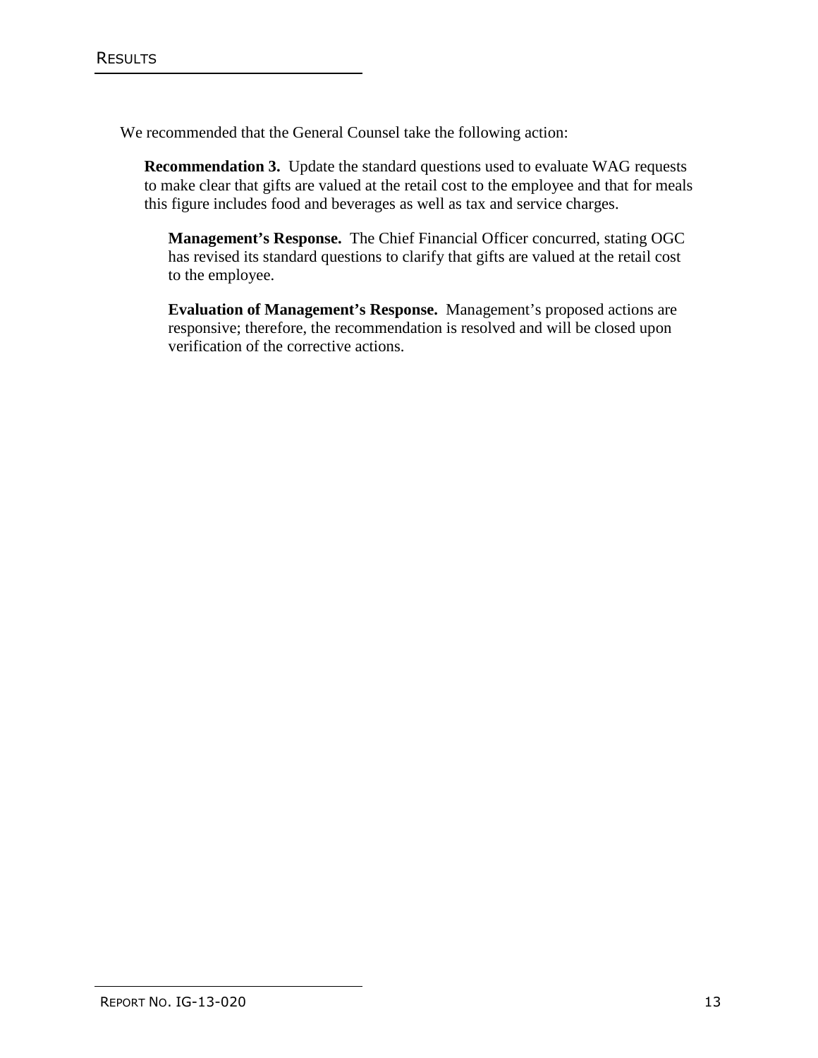We recommended that the General Counsel take the following action:

**Recommendation 3.** Update the standard questions used to evaluate WAG requests to make clear that gifts are valued at the retail cost to the employee and that for meals this figure includes food and beverages as well as tax and service charges.

**Management's Response.** The Chief Financial Officer concurred, stating OGC has revised its standard questions to clarify that gifts are valued at the retail cost to the employee.

**Evaluation of Management's Response.** Management's proposed actions are responsive; therefore, the recommendation is resolved and will be closed upon verification of the corrective actions.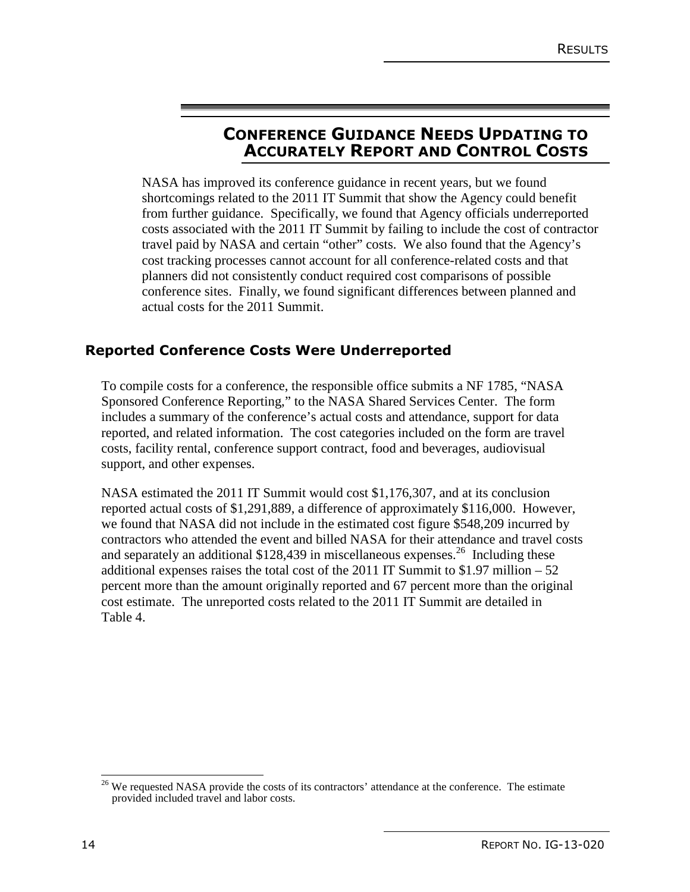## CONFERENCE GUIDANCE NEEDS UPDATING TO ACCURATELY REPORT AND CONTROL COSTS

NASA has improved its conference guidance in recent years, but we found shortcomings related to the 2011 IT Summit that show the Agency could benefit from further guidance. Specifically, we found that Agency officials underreported costs associated with the 2011 IT Summit by failing to include the cost of contractor travel paid by NASA and certain "other" costs. We also found that the Agency's cost tracking processes cannot account for all conference-related costs and that planners did not consistently conduct required cost comparisons of possible conference sites. Finally, we found significant differences between planned and actual costs for the 2011 Summit.

### Reported Conference Costs Were Underreported

To compile costs for a conference, the responsible office submits a NF 1785, "NASA Sponsored Conference Reporting," to the NASA Shared Services Center. The form includes a summary of the conference's actual costs and attendance, support for data reported, and related information. The cost categories included on the form are travel costs, facility rental, conference support contract, food and beverages, audiovisual support, and other expenses.

NASA estimated the 2011 IT Summit would cost $1,176,307, and at its conclusion reported actual costs of $1,291,889, a difference of approximately $116,000. However, we found that NASA did not include in the estimated cost figure $548,209 incurred by contractors who attended the event and billed NASA for their attendance and travel costs and separately an additional $128,439 in miscellaneous expenses.[26] Including these additional expenses raises the total cost of the 2011 IT Summit to $1.97 million – 52 percent more than the amount originally reported and 67 percent more than the original cost estimate. The unreported costs related to the 2011 IT Summit are detailed in Table 4.

[26] We requested NASA provide the costs of its contractors' attendance at the conference. The estimate provided included travel and labor costs.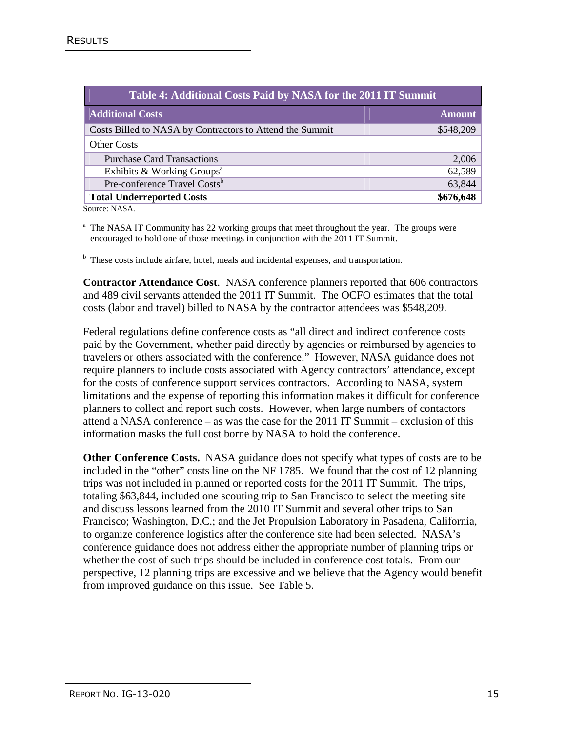| Table 4: Additional Costs Paid by NASA for the 2011 IT Summit | |
|---|---|
| **Additional Costs** | **Amount** |
| Costs Billed to NASA by Contractors to Attend the Summit | $548,209 |
| Other Costs | |
| Purchase Card Transactions | 2,006 |
| Exhibits & Working Groups[a] | 62,589 |
| Pre-conference Travel Costs[b] | 63,844 |
| **Total Underreported Costs** | **$676,648** |

Source: NASA.

[a] The NASA IT Community has 22 working groups that meet throughout the year. The groups were encouraged to hold one of those meetings in conjunction with the 2011 IT Summit.

[b] These costs include airfare, hotel, meals and incidental expenses, and transportation.

**Contractor Attendance Cost**. NASA conference planners reported that 606 contractors and 489 civil servants attended the 2011 IT Summit. The OCFO estimates that the total costs (labor and travel) billed to NASA by the contractor attendees was $548,209.

Federal regulations define conference costs as "all direct and indirect conference costs paid by the Government, whether paid directly by agencies or reimbursed by agencies to travelers or others associated with the conference." However, NASA guidance does not require planners to include costs associated with Agency contractors' attendance, except for the costs of conference support services contractors. According to NASA, system limitations and the expense of reporting this information makes it difficult for conference planners to collect and report such costs. However, when large numbers of contactors attend a NASA conference – as was the case for the 2011 IT Summit – exclusion of this information masks the full cost borne by NASA to hold the conference.

**Other Conference Costs.** NASA guidance does not specify what types of costs are to be included in the "other" costs line on the NF 1785. We found that the cost of 12 planning trips was not included in planned or reported costs for the 2011 IT Summit. The trips, totaling $63,844, included one scouting trip to San Francisco to select the meeting site and discuss lessons learned from the 2010 IT Summit and several other trips to San Francisco; Washington, D.C.; and the Jet Propulsion Laboratory in Pasadena, California, to organize conference logistics after the conference site had been selected. NASA's conference guidance does not address either the appropriate number of planning trips or whether the cost of such trips should be included in conference cost totals. From our perspective, 12 planning trips are excessive and we believe that the Agency would benefit from improved guidance on this issue. See Table 5.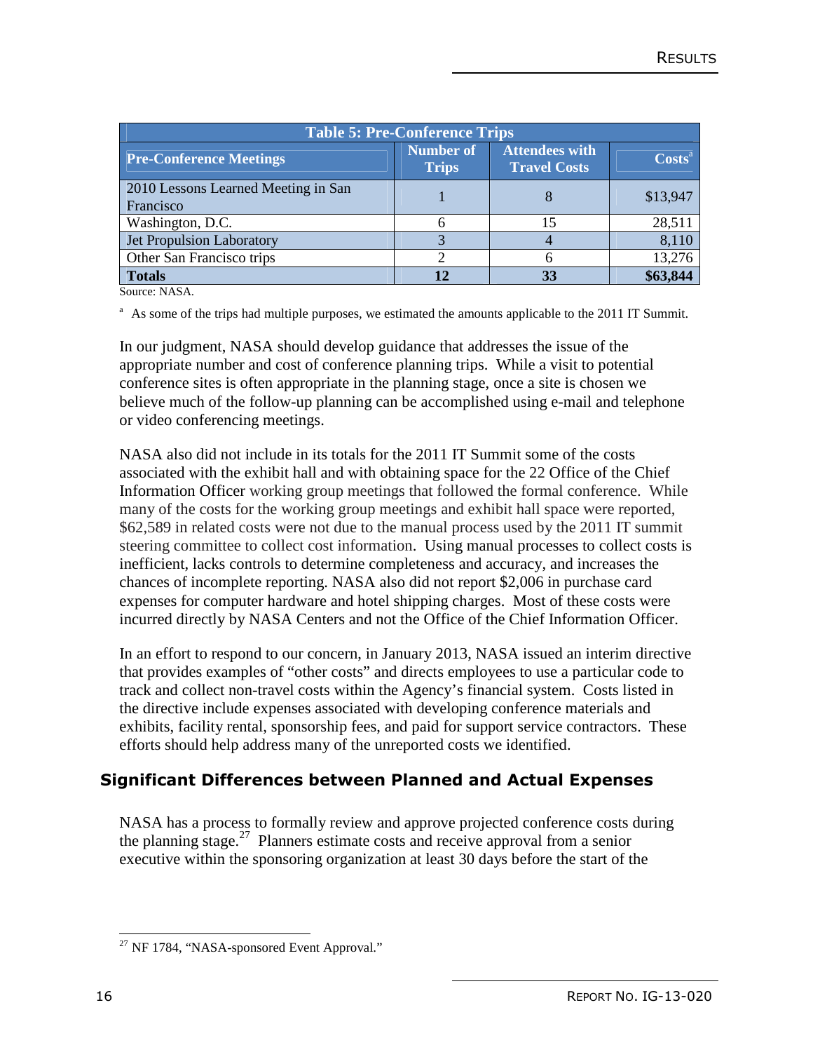| Table 5: Pre-Conference Trips | | | |
|---|---|---|---|
| **Pre-Conference Meetings** | **Number of Trips** | **Attendees with Travel Costs** | **Costs**[a] |
| 2010 Lessons Learned Meeting in San Francisco | 1 | 8 | $13,947 |
| Washington, D.C. | 6 | 15 | 28,511 |
| Jet Propulsion Laboratory | 3 | 4 | 8,110 |
| Other San Francisco trips | 2 | 6 | 13,276 |
| **Totals** | **12** | **33** | **$63,844** |

Source: NASA.

[a] As some of the trips had multiple purposes, we estimated the amounts applicable to the 2011 IT Summit.

In our judgment, NASA should develop guidance that addresses the issue of the appropriate number and cost of conference planning trips. While a visit to potential conference sites is often appropriate in the planning stage, once a site is chosen we believe much of the follow-up planning can be accomplished using e-mail and telephone or video conferencing meetings.

NASA also did not include in its totals for the 2011 IT Summit some of the costs associated with the exhibit hall and with obtaining space for the 22 Office of the Chief Information Officer working group meetings that followed the formal conference. While many of the costs for the working group meetings and exhibit hall space were reported, $62,589 in related costs were not due to the manual process used by the 2011 IT summit steering committee to collect cost information. Using manual processes to collect costs is inefficient, lacks controls to determine completeness and accuracy, and increases the chances of incomplete reporting. NASA also did not report $2,006 in purchase card expenses for computer hardware and hotel shipping charges. Most of these costs were incurred directly by NASA Centers and not the Office of the Chief Information Officer.

In an effort to respond to our concern, in January 2013, NASA issued an interim directive that provides examples of "other costs" and directs employees to use a particular code to track and collect non-travel costs within the Agency's financial system. Costs listed in the directive include expenses associated with developing conference materials and exhibits, facility rental, sponsorship fees, and paid for support service contractors. These efforts should help address many of the unreported costs we identified.

## Significant Differences between Planned and Actual Expenses

NASA has a process to formally review and approve projected conference costs during the planning stage.[27] Planners estimate costs and receive approval from a senior executive within the sponsoring organization at least 30 days before the start of the

[27] NF 1784, "NASA-sponsored Event Approval."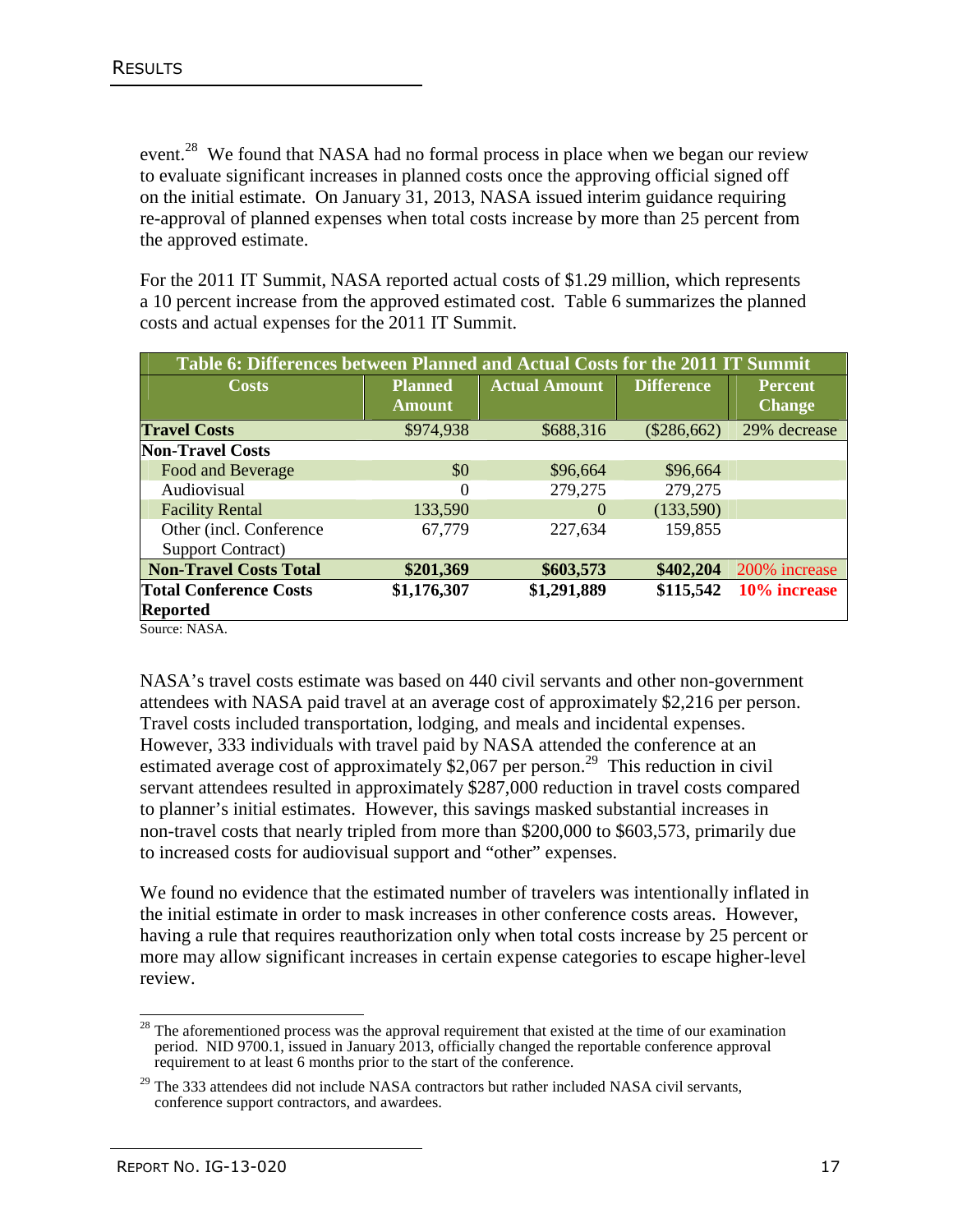event.[28] We found that NASA had no formal process in place when we began our review to evaluate significant increases in planned costs once the approving official signed off on the initial estimate. On January 31, 2013, NASA issued interim guidance requiring re-approval of planned expenses when total costs increase by more than 25 percent from the approved estimate.

For the 2011 IT Summit, NASA reported actual costs of $1.29 million, which represents a 10 percent increase from the approved estimated cost. Table 6 summarizes the planned costs and actual expenses for the 2011 IT Summit.

**Table 6: Differences between Planned and Actual Costs for the 2011 IT Summit**

| Costs | Planned Amount | Actual Amount | Difference | Percent Change |
|---|---|---|---|---|
| **Travel Costs** | $974,938 | $688,316 | ($286,662) | 29% decrease |
| **Non-Travel Costs** | | | | |
| Food and Beverage | $0 | $96,664 | $96,664 | |
| Audiovisual | 0 | 279,275 | 279,275 | |
| Facility Rental | 133,590 | 0 | (133,590) | |
| Other (incl. Conference Support Contract) | 67,779 | 227,634 | 159,855 | |
| **Non-Travel Costs Total** | **$201,369** | **$603,573** | **$402,204** | 200% increase |
| **Total Conference Costs Reported** | **$1,176,307** | **$1,291,889** | **$115,542** | **10% increase** |

Source: NASA.

NASA's travel costs estimate was based on 440 civil servants and other non-government attendees with NASA paid travel at an average cost of approximately $2,216 per person. Travel costs included transportation, lodging, and meals and incidental expenses. However, 333 individuals with travel paid by NASA attended the conference at an estimated average cost of approximately $2,067 per person.[29] This reduction in civil servant attendees resulted in approximately $287,000 reduction in travel costs compared to planner's initial estimates. However, this savings masked substantial increases in non-travel costs that nearly tripled from more than $200,000 to $603,573, primarily due to increased costs for audiovisual support and "other" expenses.

We found no evidence that the estimated number of travelers was intentionally inflated in the initial estimate in order to mask increases in other conference costs areas. However, having a rule that requires reauthorization only when total costs increase by 25 percent or more may allow significant increases in certain expense categories to escape higher-level review.

[28] The aforementioned process was the approval requirement that existed at the time of our examination period. NID 9700.1, issued in January 2013, officially changed the reportable conference approval requirement to at least 6 months prior to the start of the conference.

[29] The 333 attendees did not include NASA contractors but rather included NASA civil servants, conference support contractors, and awardees.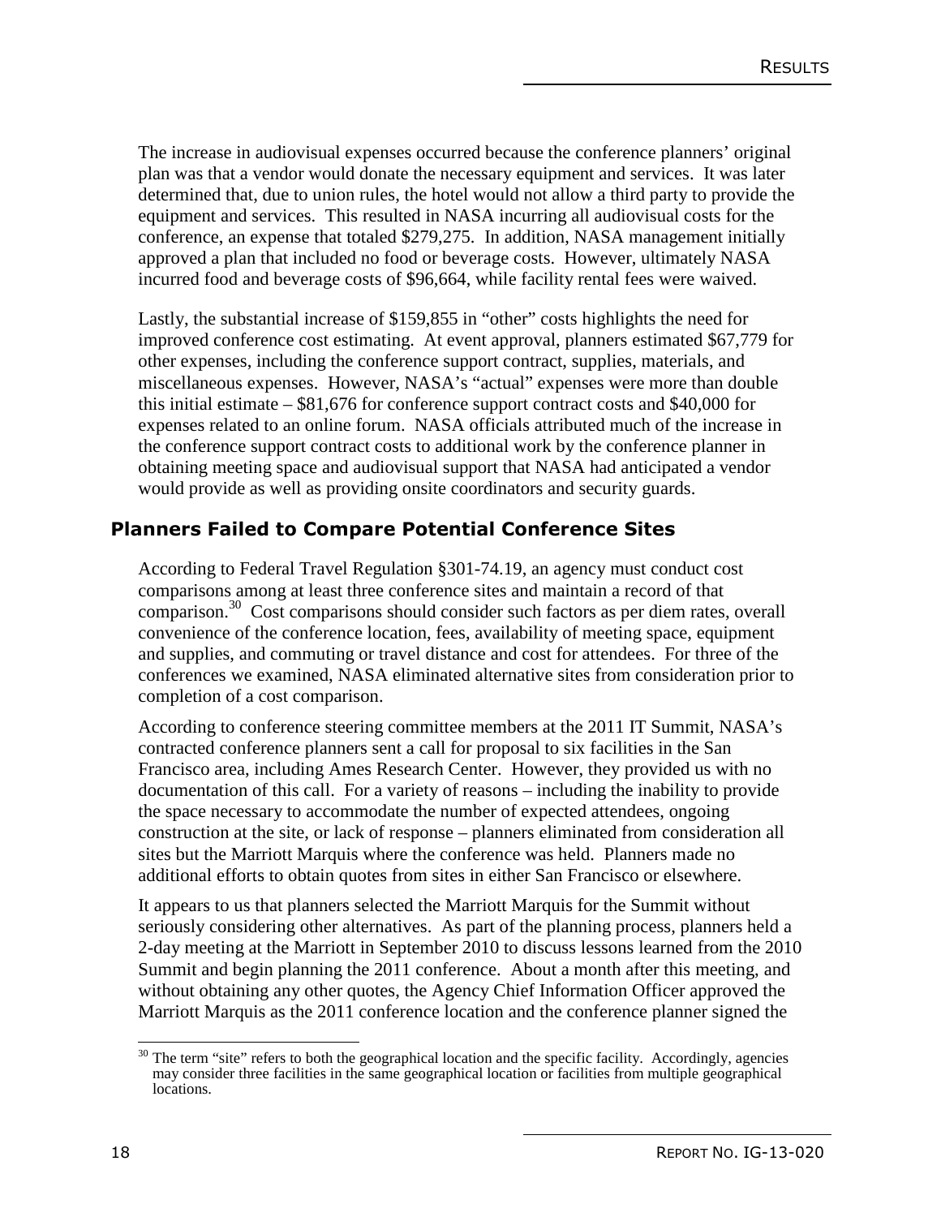The increase in audiovisual expenses occurred because the conference planners' original plan was that a vendor would donate the necessary equipment and services. It was later determined that, due to union rules, the hotel would not allow a third party to provide the equipment and services. This resulted in NASA incurring all audiovisual costs for the conference, an expense that totaled $279,275. In addition, NASA management initially approved a plan that included no food or beverage costs. However, ultimately NASA incurred food and beverage costs of $96,664, while facility rental fees were waived.

Lastly, the substantial increase of $159,855 in "other" costs highlights the need for improved conference cost estimating. At event approval, planners estimated $67,779 for other expenses, including the conference support contract, supplies, materials, and miscellaneous expenses. However, NASA's "actual" expenses were more than double this initial estimate – $81,676 for conference support contract costs and $40,000 for expenses related to an online forum. NASA officials attributed much of the increase in the conference support contract costs to additional work by the conference planner in obtaining meeting space and audiovisual support that NASA had anticipated a vendor would provide as well as providing onsite coordinators and security guards.

## Planners Failed to Compare Potential Conference Sites

According to Federal Travel Regulation §301-74.19, an agency must conduct cost comparisons among at least three conference sites and maintain a record of that comparison.[30] Cost comparisons should consider such factors as per diem rates, overall convenience of the conference location, fees, availability of meeting space, equipment and supplies, and commuting or travel distance and cost for attendees. For three of the conferences we examined, NASA eliminated alternative sites from consideration prior to completion of a cost comparison.

According to conference steering committee members at the 2011 IT Summit, NASA's contracted conference planners sent a call for proposal to six facilities in the San Francisco area, including Ames Research Center. However, they provided us with no documentation of this call. For a variety of reasons – including the inability to provide the space necessary to accommodate the number of expected attendees, ongoing construction at the site, or lack of response – planners eliminated from consideration all sites but the Marriott Marquis where the conference was held. Planners made no additional efforts to obtain quotes from sites in either San Francisco or elsewhere.

It appears to us that planners selected the Marriott Marquis for the Summit without seriously considering other alternatives. As part of the planning process, planners held a 2-day meeting at the Marriott in September 2010 to discuss lessons learned from the 2010 Summit and begin planning the 2011 conference. About a month after this meeting, and without obtaining any other quotes, the Agency Chief Information Officer approved the Marriott Marquis as the 2011 conference location and the conference planner signed the

[30] The term "site" refers to both the geographical location and the specific facility. Accordingly, agencies may consider three facilities in the same geographical location or facilities from multiple geographical locations.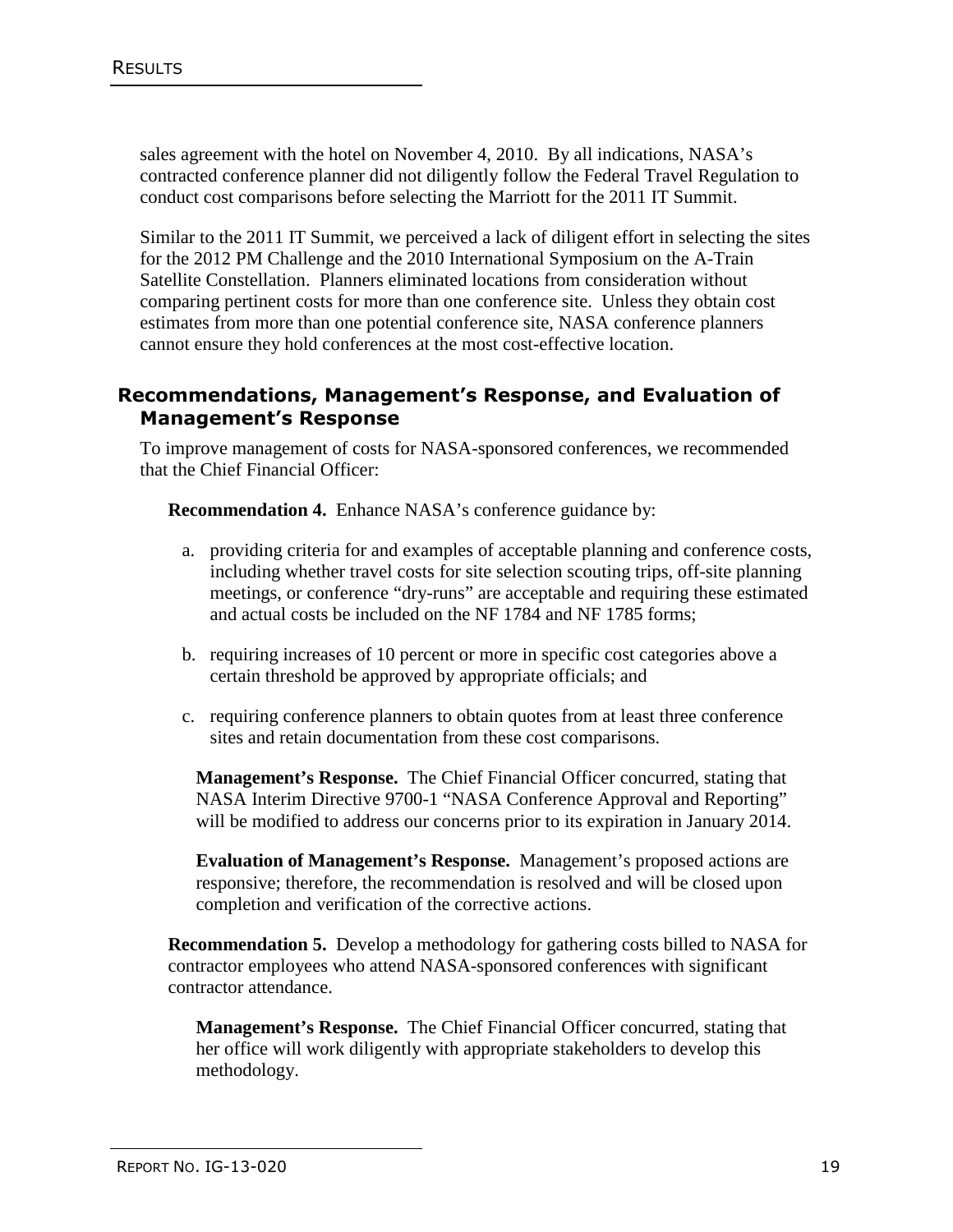sales agreement with the hotel on November 4, 2010. By all indications, NASA's contracted conference planner did not diligently follow the Federal Travel Regulation to conduct cost comparisons before selecting the Marriott for the 2011 IT Summit.

Similar to the 2011 IT Summit, we perceived a lack of diligent effort in selecting the sites for the 2012 PM Challenge and the 2010 International Symposium on the A-Train Satellite Constellation. Planners eliminated locations from consideration without comparing pertinent costs for more than one conference site. Unless they obtain cost estimates from more than one potential conference site, NASA conference planners cannot ensure they hold conferences at the most cost-effective location.

## Recommendations, Management's Response, and Evaluation of Management's Response

To improve management of costs for NASA-sponsored conferences, we recommended that the Chief Financial Officer:

**Recommendation 4.** Enhance NASA's conference guidance by:

a. providing criteria for and examples of acceptable planning and conference costs, including whether travel costs for site selection scouting trips, off-site planning meetings, or conference "dry-runs" are acceptable and requiring these estimated and actual costs be included on the NF 1784 and NF 1785 forms;

b. requiring increases of 10 percent or more in specific cost categories above a certain threshold be approved by appropriate officials; and

c. requiring conference planners to obtain quotes from at least three conference sites and retain documentation from these cost comparisons.

**Management's Response.** The Chief Financial Officer concurred, stating that NASA Interim Directive 9700-1 "NASA Conference Approval and Reporting" will be modified to address our concerns prior to its expiration in January 2014.

**Evaluation of Management's Response.** Management's proposed actions are responsive; therefore, the recommendation is resolved and will be closed upon completion and verification of the corrective actions.

**Recommendation 5.** Develop a methodology for gathering costs billed to NASA for contractor employees who attend NASA-sponsored conferences with significant contractor attendance.

**Management's Response.** The Chief Financial Officer concurred, stating that her office will work diligently with appropriate stakeholders to develop this methodology.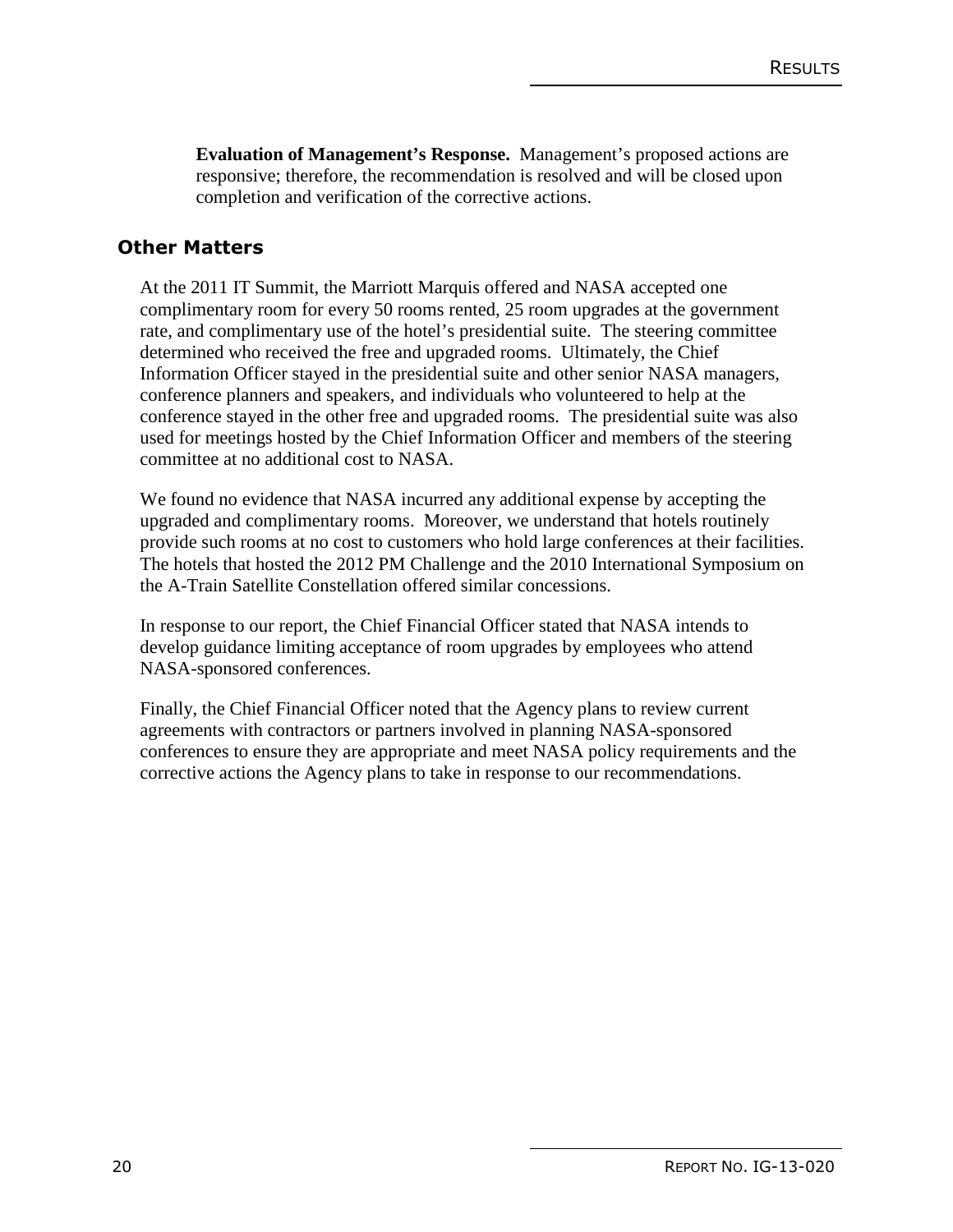**Evaluation of Management's Response.** Management's proposed actions are responsive; therefore, the recommendation is resolved and will be closed upon completion and verification of the corrective actions.

## Other Matters

At the 2011 IT Summit, the Marriott Marquis offered and NASA accepted one complimentary room for every 50 rooms rented, 25 room upgrades at the government rate, and complimentary use of the hotel's presidential suite. The steering committee determined who received the free and upgraded rooms. Ultimately, the Chief Information Officer stayed in the presidential suite and other senior NASA managers, conference planners and speakers, and individuals who volunteered to help at the conference stayed in the other free and upgraded rooms. The presidential suite was also used for meetings hosted by the Chief Information Officer and members of the steering committee at no additional cost to NASA.

We found no evidence that NASA incurred any additional expense by accepting the upgraded and complimentary rooms. Moreover, we understand that hotels routinely provide such rooms at no cost to customers who hold large conferences at their facilities. The hotels that hosted the 2012 PM Challenge and the 2010 International Symposium on the A-Train Satellite Constellation offered similar concessions.

In response to our report, the Chief Financial Officer stated that NASA intends to develop guidance limiting acceptance of room upgrades by employees who attend NASA-sponsored conferences.

Finally, the Chief Financial Officer noted that the Agency plans to review current agreements with contractors or partners involved in planning NASA-sponsored conferences to ensure they are appropriate and meet NASA policy requirements and the corrective actions the Agency plans to take in response to our recommendations.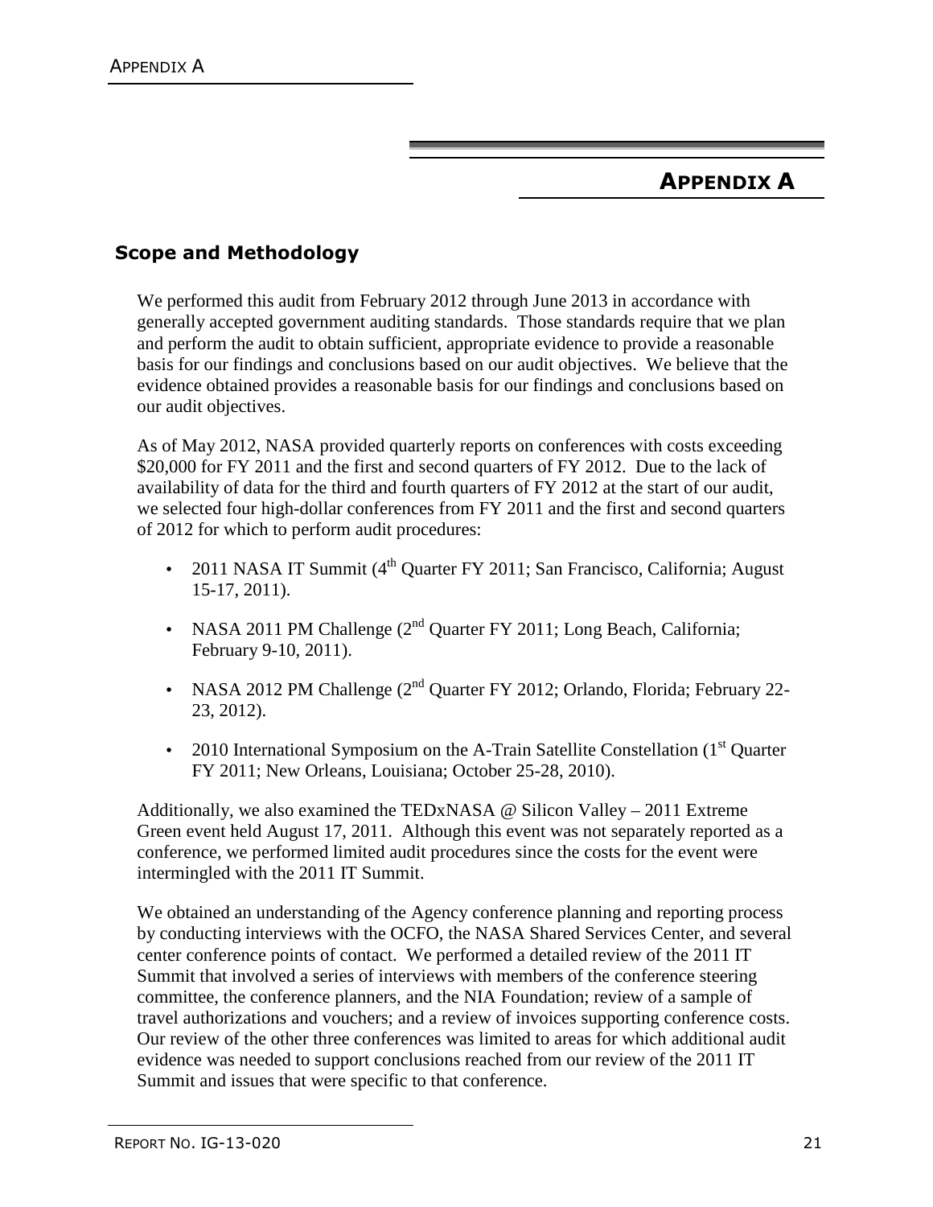# APPENDIX A

## Scope and Methodology

We performed this audit from February 2012 through June 2013 in accordance with generally accepted government auditing standards. Those standards require that we plan and perform the audit to obtain sufficient, appropriate evidence to provide a reasonable basis for our findings and conclusions based on our audit objectives. We believe that the evidence obtained provides a reasonable basis for our findings and conclusions based on our audit objectives.

As of May 2012, NASA provided quarterly reports on conferences with costs exceeding \$20,000 for FY 2011 and the first and second quarters of FY 2012. Due to the lack of availability of data for the third and fourth quarters of FY 2012 at the start of our audit, we selected four high-dollar conferences from FY 2011 and the first and second quarters of 2012 for which to perform audit procedures:

- 2011 NASA IT Summit (4th Quarter FY 2011; San Francisco, California; August 15-17, 2011).
- NASA 2011 PM Challenge (2nd Quarter FY 2011; Long Beach, California; February 9-10, 2011).
- NASA 2012 PM Challenge (2nd Quarter FY 2012; Orlando, Florida; February 22-23, 2012).
- 2010 International Symposium on the A-Train Satellite Constellation (1st Quarter FY 2011; New Orleans, Louisiana; October 25-28, 2010).

Additionally, we also examined the TEDxNASA @ Silicon Valley – 2011 Extreme Green event held August 17, 2011. Although this event was not separately reported as a conference, we performed limited audit procedures since the costs for the event were intermingled with the 2011 IT Summit.

We obtained an understanding of the Agency conference planning and reporting process by conducting interviews with the OCFO, the NASA Shared Services Center, and several center conference points of contact. We performed a detailed review of the 2011 IT Summit that involved a series of interviews with members of the conference steering committee, the conference planners, and the NIA Foundation; review of a sample of travel authorizations and vouchers; and a review of invoices supporting conference costs. Our review of the other three conferences was limited to areas for which additional audit evidence was needed to support conclusions reached from our review of the 2011 IT Summit and issues that were specific to that conference.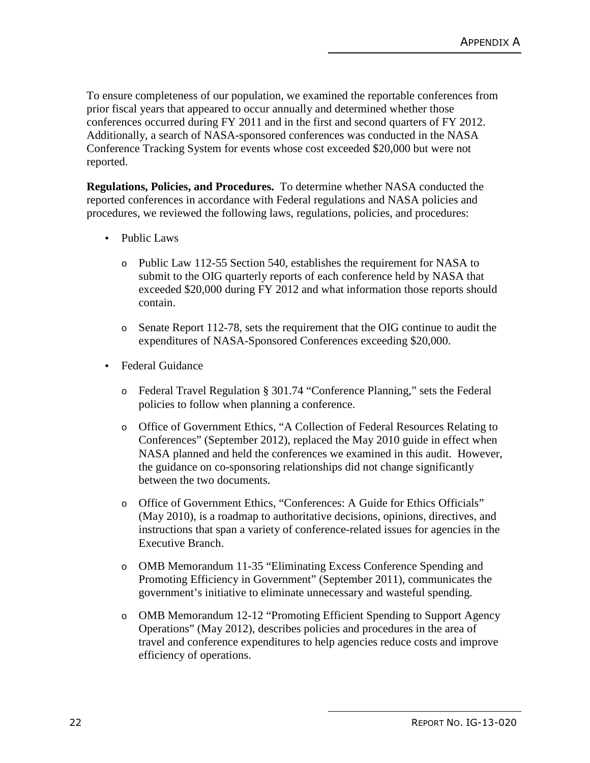To ensure completeness of our population, we examined the reportable conferences from prior fiscal years that appeared to occur annually and determined whether those conferences occurred during FY 2011 and in the first and second quarters of FY 2012. Additionally, a search of NASA-sponsored conferences was conducted in the NASA Conference Tracking System for events whose cost exceeded $20,000 but were not reported.

**Regulations, Policies, and Procedures.** To determine whether NASA conducted the reported conferences in accordance with Federal regulations and NASA policies and procedures, we reviewed the following laws, regulations, policies, and procedures:

- Public Laws
  - Public Law 112-55 Section 540, establishes the requirement for NASA to submit to the OIG quarterly reports of each conference held by NASA that exceeded $20,000 during FY 2012 and what information those reports should contain.
  - Senate Report 112-78, sets the requirement that the OIG continue to audit the expenditures of NASA-Sponsored Conferences exceeding $20,000.
- Federal Guidance
  - Federal Travel Regulation § 301.74 "Conference Planning," sets the Federal policies to follow when planning a conference.
  - Office of Government Ethics, "A Collection of Federal Resources Relating to Conferences" (September 2012), replaced the May 2010 guide in effect when NASA planned and held the conferences we examined in this audit. However, the guidance on co-sponsoring relationships did not change significantly between the two documents.
  - Office of Government Ethics, "Conferences: A Guide for Ethics Officials" (May 2010), is a roadmap to authoritative decisions, opinions, directives, and instructions that span a variety of conference-related issues for agencies in the Executive Branch.
  - OMB Memorandum 11-35 "Eliminating Excess Conference Spending and Promoting Efficiency in Government" (September 2011), communicates the government's initiative to eliminate unnecessary and wasteful spending.
  - OMB Memorandum 12-12 "Promoting Efficient Spending to Support Agency Operations" (May 2012), describes policies and procedures in the area of travel and conference expenditures to help agencies reduce costs and improve efficiency of operations.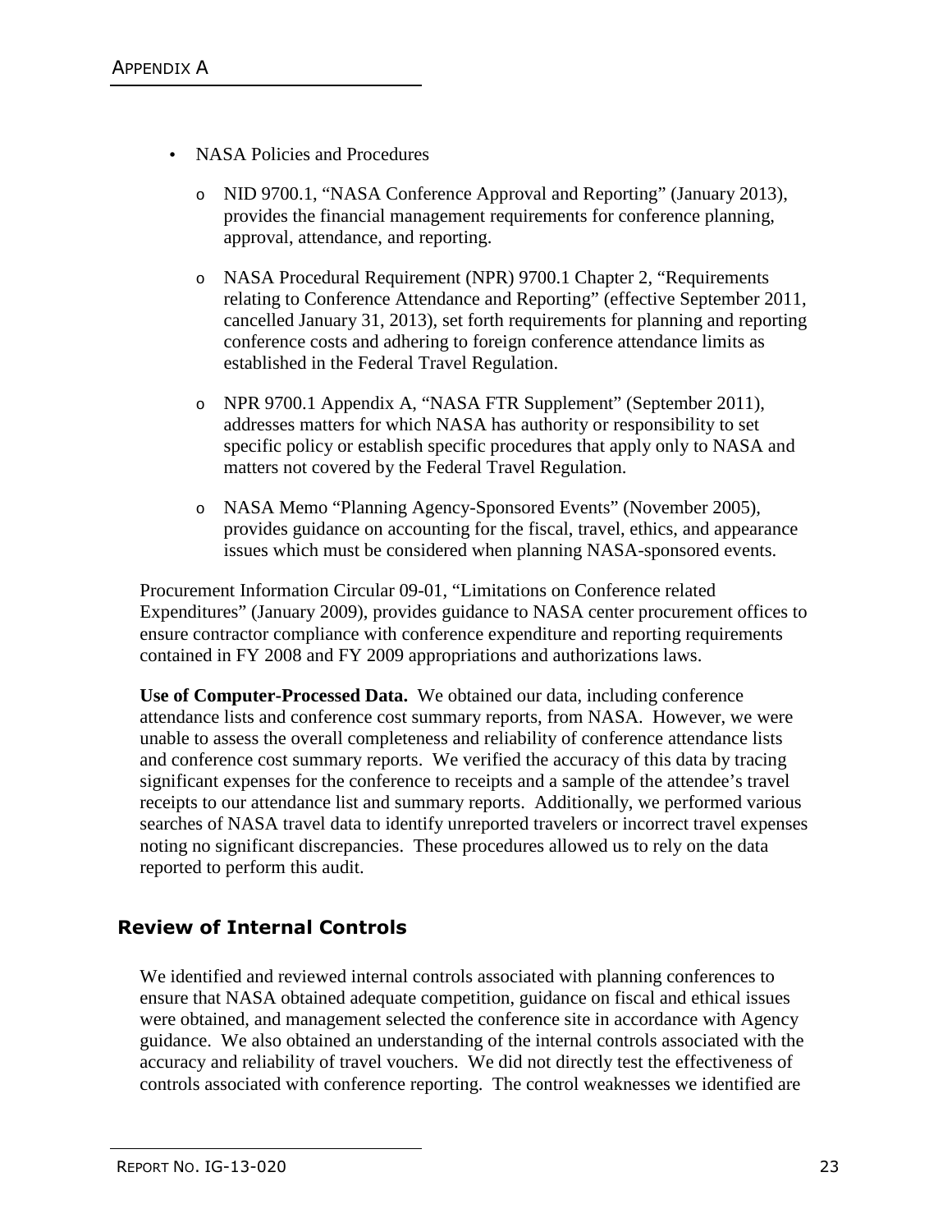- NASA Policies and Procedures
  - NID 9700.1, "NASA Conference Approval and Reporting" (January 2013), provides the financial management requirements for conference planning, approval, attendance, and reporting.
  - NASA Procedural Requirement (NPR) 9700.1 Chapter 2, "Requirements relating to Conference Attendance and Reporting" (effective September 2011, cancelled January 31, 2013), set forth requirements for planning and reporting conference costs and adhering to foreign conference attendance limits as established in the Federal Travel Regulation.
  - NPR 9700.1 Appendix A, "NASA FTR Supplement" (September 2011), addresses matters for which NASA has authority or responsibility to set specific policy or establish specific procedures that apply only to NASA and matters not covered by the Federal Travel Regulation.
  - NASA Memo "Planning Agency-Sponsored Events" (November 2005), provides guidance on accounting for the fiscal, travel, ethics, and appearance issues which must be considered when planning NASA-sponsored events.

Procurement Information Circular 09-01, "Limitations on Conference related Expenditures" (January 2009), provides guidance to NASA center procurement offices to ensure contractor compliance with conference expenditure and reporting requirements contained in FY 2008 and FY 2009 appropriations and authorizations laws.

**Use of Computer-Processed Data.** We obtained our data, including conference attendance lists and conference cost summary reports, from NASA. However, we were unable to assess the overall completeness and reliability of conference attendance lists and conference cost summary reports. We verified the accuracy of this data by tracing significant expenses for the conference to receipts and a sample of the attendee's travel receipts to our attendance list and summary reports. Additionally, we performed various searches of NASA travel data to identify unreported travelers or incorrect travel expenses noting no significant discrepancies. These procedures allowed us to rely on the data reported to perform this audit.

## Review of Internal Controls

We identified and reviewed internal controls associated with planning conferences to ensure that NASA obtained adequate competition, guidance on fiscal and ethical issues were obtained, and management selected the conference site in accordance with Agency guidance. We also obtained an understanding of the internal controls associated with the accuracy and reliability of travel vouchers. We did not directly test the effectiveness of controls associated with conference reporting. The control weaknesses we identified are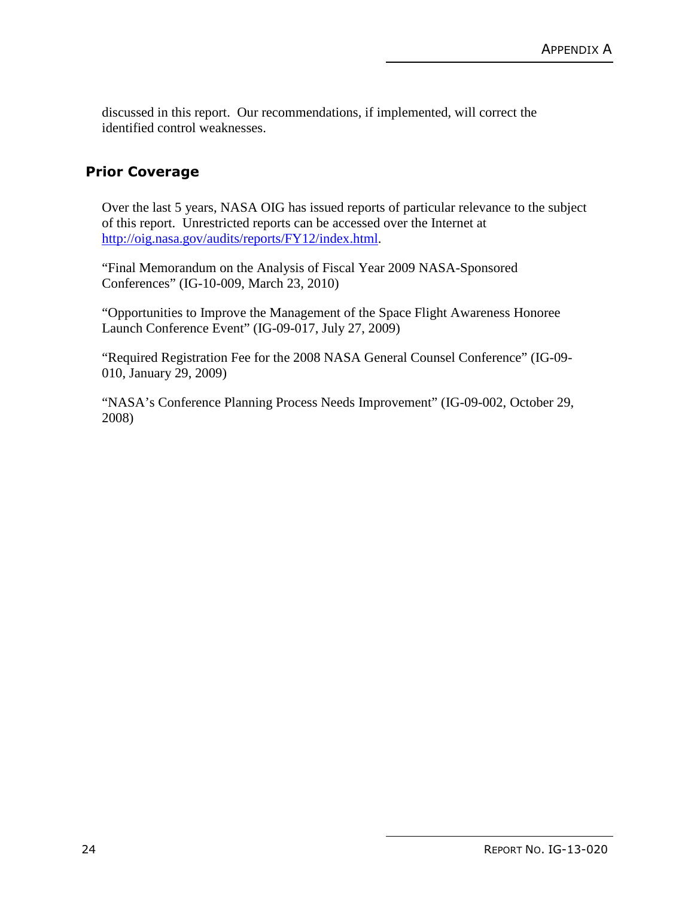discussed in this report. Our recommendations, if implemented, will correct the identified control weaknesses.

## Prior Coverage

Over the last 5 years, NASA OIG has issued reports of particular relevance to the subject of this report. Unrestricted reports can be accessed over the Internet at http://oig.nasa.gov/audits/reports/FY12/index.html.

"Final Memorandum on the Analysis of Fiscal Year 2009 NASA-Sponsored Conferences" (IG-10-009, March 23, 2010)

"Opportunities to Improve the Management of the Space Flight Awareness Honoree Launch Conference Event" (IG-09-017, July 27, 2009)

"Required Registration Fee for the 2008 NASA General Counsel Conference" (IG-09-010, January 29, 2009)

"NASA's Conference Planning Process Needs Improvement" (IG-09-002, October 29, 2008)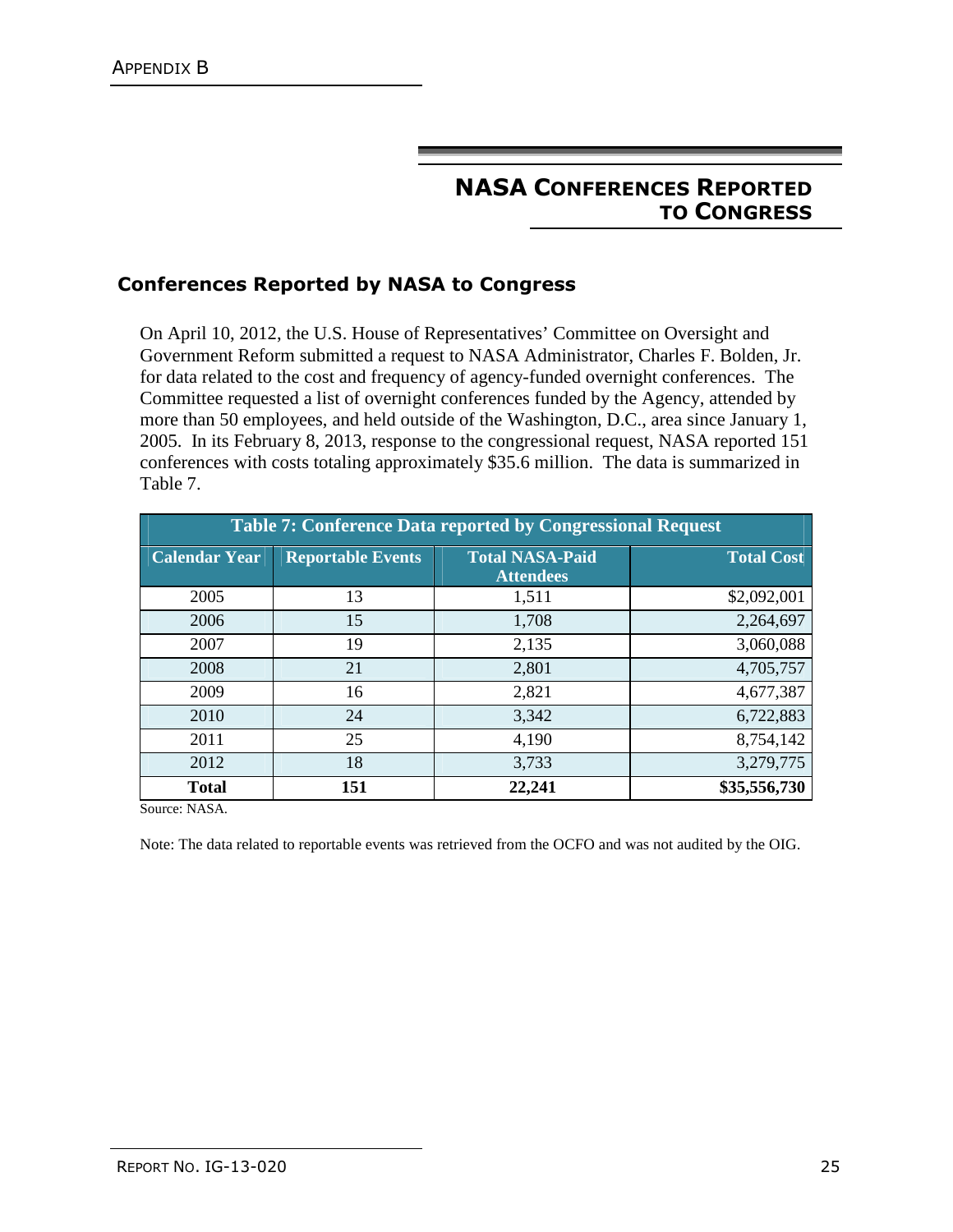# NASA CONFERENCES REPORTED TO CONGRESS

## Conferences Reported by NASA to Congress

On April 10, 2012, the U.S. House of Representatives' Committee on Oversight and Government Reform submitted a request to NASA Administrator, Charles F. Bolden, Jr. for data related to the cost and frequency of agency-funded overnight conferences. The Committee requested a list of overnight conferences funded by the Agency, attended by more than 50 employees, and held outside of the Washington, D.C., area since January 1, 2005. In its February 8, 2013, response to the congressional request, NASA reported 151 conferences with costs totaling approximately $35.6 million. The data is summarized in Table 7.

**Table 7: Conference Data reported by Congressional Request**

| Calendar Year | Reportable Events | Total NASA-Paid Attendees | Total Cost |
|---|---|---|---|
| 2005 | 13 | 1,511 | $2,092,001 |
| 2006 | 15 | 1,708 | 2,264,697 |
| 2007 | 19 | 2,135 | 3,060,088 |
| 2008 | 21 | 2,801 | 4,705,757 |
| 2009 | 16 | 2,821 | 4,677,387 |
| 2010 | 24 | 3,342 | 6,722,883 |
| 2011 | 25 | 4,190 | 8,754,142 |
| 2012 | 18 | 3,733 | 3,279,775 |
| **Total** | **151** | **22,241** | **$35,556,730** |

Source: NASA.

Note: The data related to reportable events was retrieved from the OCFO and was not audited by the OIG.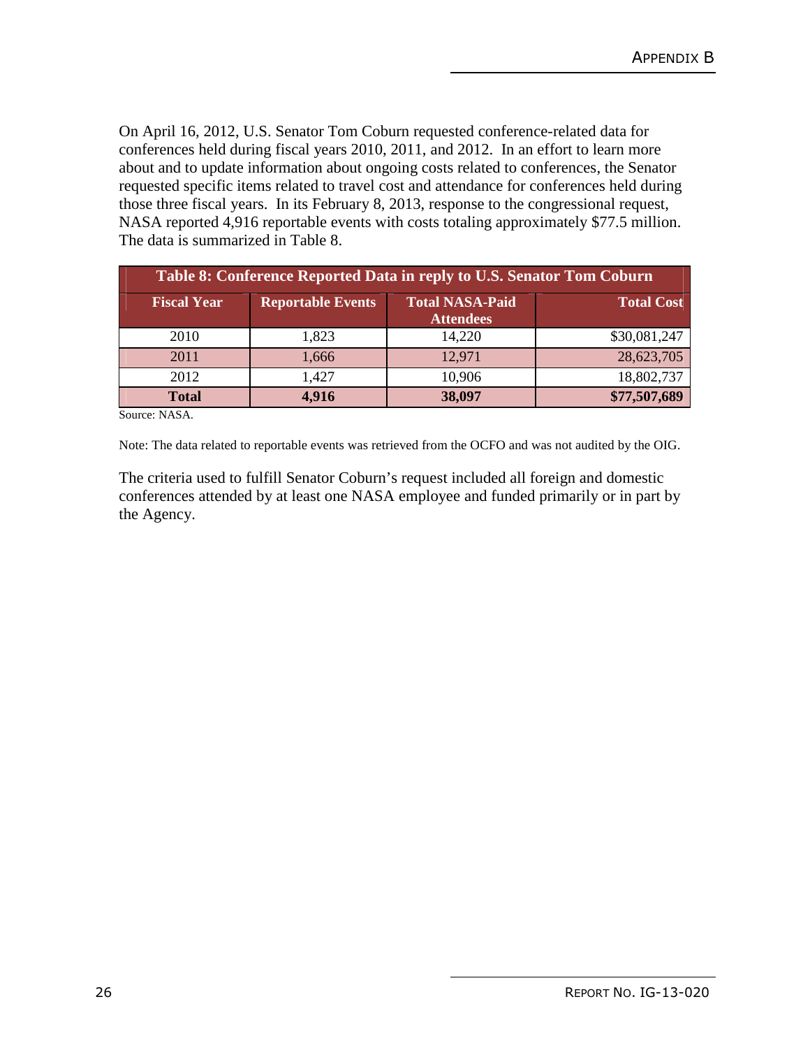On April 16, 2012, U.S. Senator Tom Coburn requested conference-related data for conferences held during fiscal years 2010, 2011, and 2012. In an effort to learn more about and to update information about ongoing costs related to conferences, the Senator requested specific items related to travel cost and attendance for conferences held during those three fiscal years. In its February 8, 2013, response to the congressional request, NASA reported 4,916 reportable events with costs totaling approximately $77.5 million. The data is summarized in Table 8.

**Table 8: Conference Reported Data in reply to U.S. Senator Tom Coburn**

| Fiscal Year | Reportable Events | Total NASA-Paid Attendees | Total Cost |
|---|---|---|---|
| 2010 | 1,823 | 14,220 | $30,081,247 |
| 2011 | 1,666 | 12,971 | 28,623,705 |
| 2012 | 1,427 | 10,906 | 18,802,737 |
| **Total** | **4,916** | **38,097** | **$77,507,689** |

Source: NASA.

Note: The data related to reportable events was retrieved from the OCFO and was not audited by the OIG.

The criteria used to fulfill Senator Coburn's request included all foreign and domestic conferences attended by at least one NASA employee and funded primarily or in part by the Agency.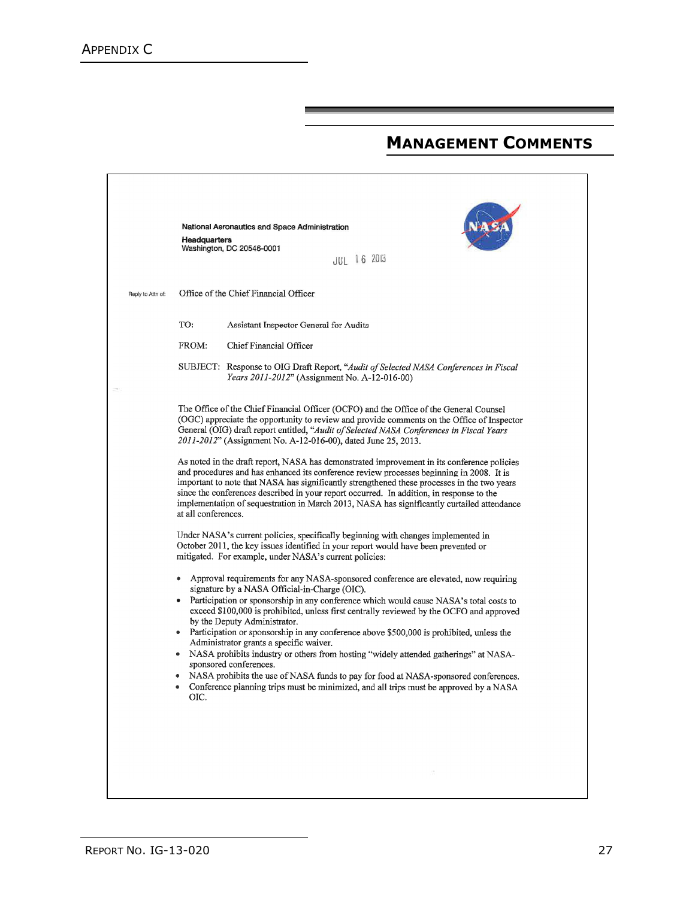# APPENDIX C

## MANAGEMENT COMMENTS

National Aeronautics and Space Administration
**Headquarters**
Washington, DC 20546-0001

JUL 16 2013

Reply to Attn of: Office of the Chief Financial Officer

TO: Assistant Inspector General for Audits

FROM: Chief Financial Officer

SUBJECT: Response to OIG Draft Report, "*Audit of Selected NASA Conferences in Fiscal Years 2011-2012*" (Assignment No. A-12-016-00)

The Office of the Chief Financial Officer (OCFO) and the Office of the General Counsel (OGC) appreciate the opportunity to review and provide comments on the Office of Inspector General (OIG) draft report entitled, "*Audit of Selected NASA Conferences in Fiscal Years 2011-2012*" (Assignment No. A-12-016-00), dated June 25, 2013.

As noted in the draft report, NASA has demonstrated improvement in its conference policies and procedures and has enhanced its conference review processes beginning in 2008. It is important to note that NASA has significantly strengthened these processes in the two years since the conferences described in your report occurred. In addition, in response to the implementation of sequestration in March 2013, NASA has significantly curtailed attendance at all conferences.

Under NASA's current policies, specifically beginning with changes implemented in October 2011, the key issues identified in your report would have been prevented or mitigated. For example, under NASA's current policies:

- Approval requirements for any NASA-sponsored conference are elevated, now requiring signature by a NASA Official-in-Charge (OIC).
- Participation or sponsorship in any conference which would cause NASA's total costs to exceed $100,000 is prohibited, unless first centrally reviewed by the OCFO and approved by the Deputy Administrator.
- Participation or sponsorship in any conference above $500,000 is prohibited, unless the Administrator grants a specific waiver.
- NASA prohibits industry or others from hosting "widely attended gatherings" at NASA-sponsored conferences.
- NASA prohibits the use of NASA funds to pay for food at NASA-sponsored conferences.
- Conference planning trips must be minimized, and all trips must be approved by a NASA OIC.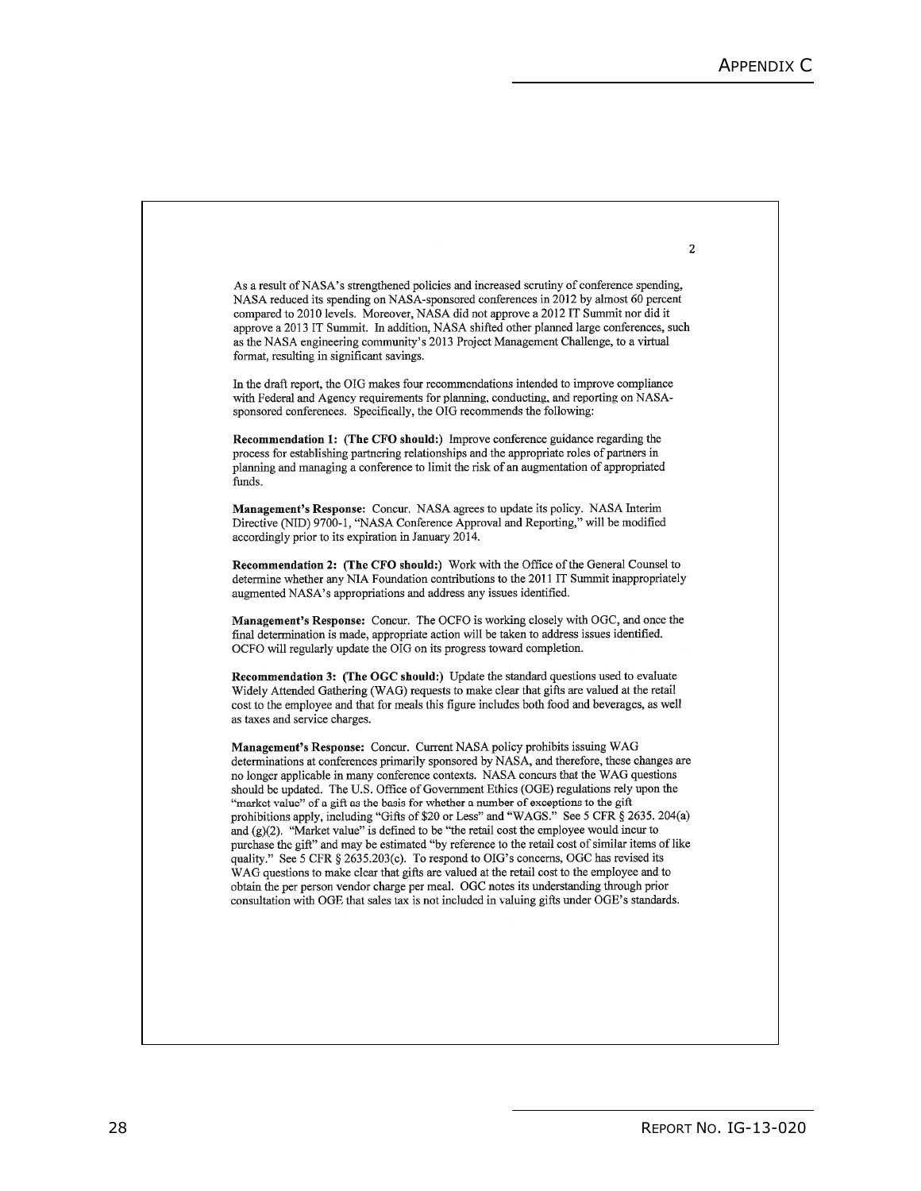As a result of NASA's strengthened policies and increased scrutiny of conference spending, NASA reduced its spending on NASA-sponsored conferences in 2012 by almost 60 percent compared to 2010 levels. Moreover, NASA did not approve a 2012 IT Summit nor did it approve a 2013 IT Summit. In addition, NASA shifted other planned large conferences, such as the NASA engineering community's 2013 Project Management Challenge, to a virtual format, resulting in significant savings.

In the draft report, the OIG makes four recommendations intended to improve compliance with Federal and Agency requirements for planning, conducting, and reporting on NASA-sponsored conferences. Specifically, the OIG recommends the following:

**Recommendation 1: (The CFO should:)** Improve conference guidance regarding the process for establishing partnering relationships and the appropriate roles of partners in planning and managing a conference to limit the risk of an augmentation of appropriated funds.

**Management's Response:** Concur. NASA agrees to update its policy. NASA Interim Directive (NID) 9700-1, "NASA Conference Approval and Reporting," will be modified accordingly prior to its expiration in January 2014.

**Recommendation 2: (The CFO should:)** Work with the Office of the General Counsel to determine whether any NIA Foundation contributions to the 2011 IT Summit inappropriately augmented NASA's appropriations and address any issues identified.

**Management's Response:** Concur. The OCFO is working closely with OGC, and once the final determination is made, appropriate action will be taken to address issues identified. OCFO will regularly update the OIG on its progress toward completion.

**Recommendation 3: (The OGC should:)** Update the standard questions used to evaluate Widely Attended Gathering (WAG) requests to make clear that gifts are valued at the retail cost to the employee and that for meals this figure includes both food and beverages, as well as taxes and service charges.

**Management's Response:** Concur. Current NASA policy prohibits issuing WAG determinations at conferences primarily sponsored by NASA, and therefore, these changes are no longer applicable in many conference contexts. NASA concurs that the WAG questions should be updated. The U.S. Office of Government Ethics (OGE) regulations rely upon the "market value" of a gift as the basis for whether a number of exceptions to the gift prohibitions apply, including "Gifts of $20 or Less" and "WAGS." See 5 CFR § 2635. 204(a) and (g)(2). "Market value" is defined to be "the retail cost the employee would incur to purchase the gift" and may be estimated "by reference to the retail cost of similar items of like quality." See 5 CFR § 2635.203(c). To respond to OIG's concerns, OGC has revised its WAG questions to make clear that gifts are valued at the retail cost to the employee and to obtain the per person vendor charge per meal. OGC notes its understanding through prior consultation with OGE that sales tax is not included in valuing gifts under OGE's standards.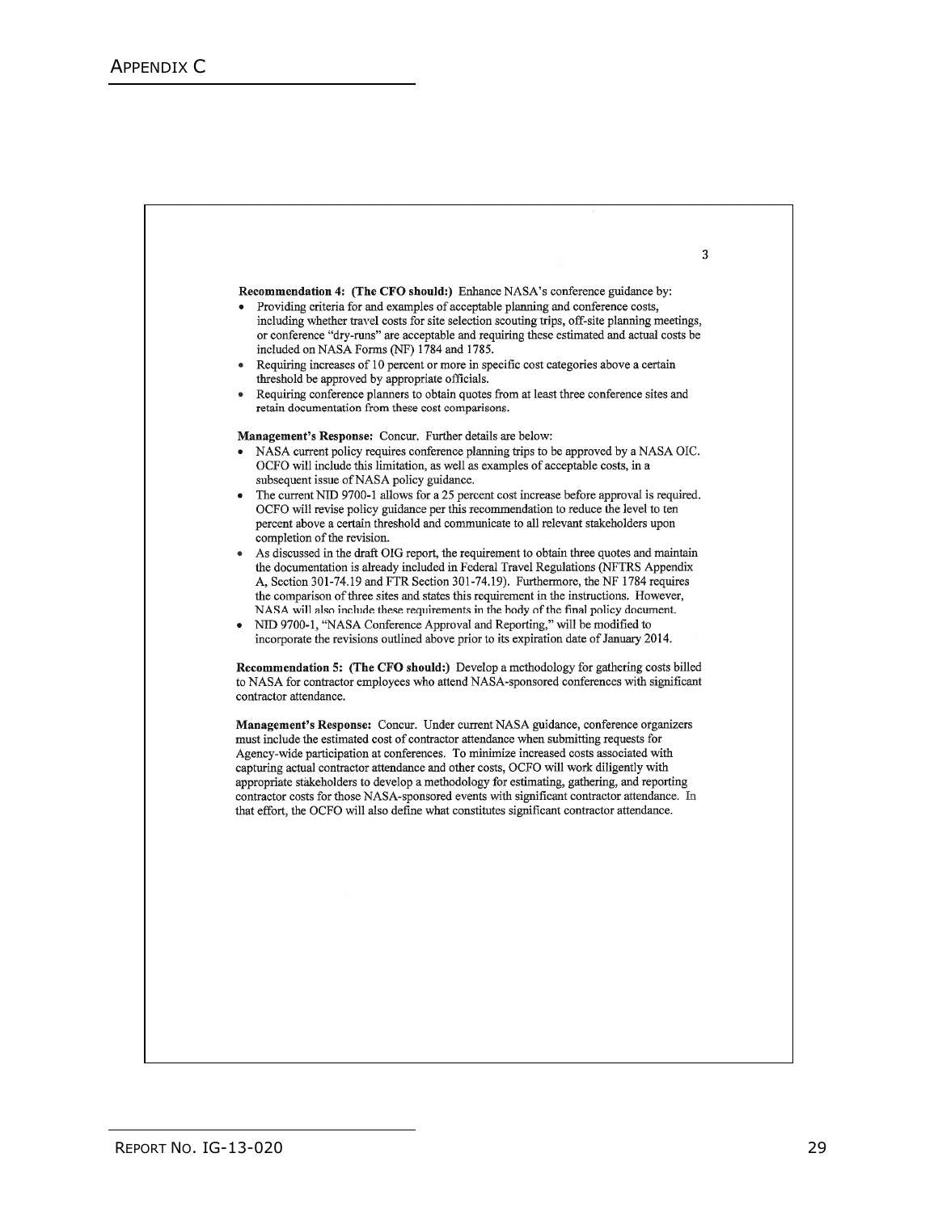# APPENDIX C

**Recommendation 4: (The CFO should:)** Enhance NASA's conference guidance by:

- Providing criteria for and examples of acceptable planning and conference costs, including whether travel costs for site selection scouting trips, off-site planning meetings, or conference "dry-runs" are acceptable and requiring these estimated and actual costs be included on NASA Forms (NF) 1784 and 1785.
- Requiring increases of 10 percent or more in specific cost categories above a certain threshold be approved by appropriate officials.
- Requiring conference planners to obtain quotes from at least three conference sites and retain documentation from these cost comparisons.

**Management's Response:** Concur. Further details are below:

- NASA current policy requires conference planning trips to be approved by a NASA OIC. OCFO will include this limitation, as well as examples of acceptable costs, in a subsequent issue of NASA policy guidance.
- The current NID 9700-1 allows for a 25 percent cost increase before approval is required. OCFO will revise policy guidance per this recommendation to reduce the level to ten percent above a certain threshold and communicate to all relevant stakeholders upon completion of the revision.
- As discussed in the draft OIG report, the requirement to obtain three quotes and maintain the documentation is already included in Federal Travel Regulations (NFTRS Appendix A, Section 301-74.19 and FTR Section 301-74.19). Furthermore, the NF 1784 requires the comparison of three sites and states this requirement in the instructions. However, NASA will also include these requirements in the body of the final policy document.
- NID 9700-1, "NASA Conference Approval and Reporting," will be modified to incorporate the revisions outlined above prior to its expiration date of January 2014.

**Recommendation 5: (The CFO should:)** Develop a methodology for gathering costs billed to NASA for contractor employees who attend NASA-sponsored conferences with significant contractor attendance.

**Management's Response:** Concur. Under current NASA guidance, conference organizers must include the estimated cost of contractor attendance when submitting requests for Agency-wide participation at conferences. To minimize increased costs associated with capturing actual contractor attendance and other costs, OCFO will work diligently with appropriate stakeholders to develop a methodology for estimating, gathering, and reporting contractor costs for those NASA-sponsored events with significant contractor attendance. In that effort, the OCFO will also define what constitutes significant contractor attendance.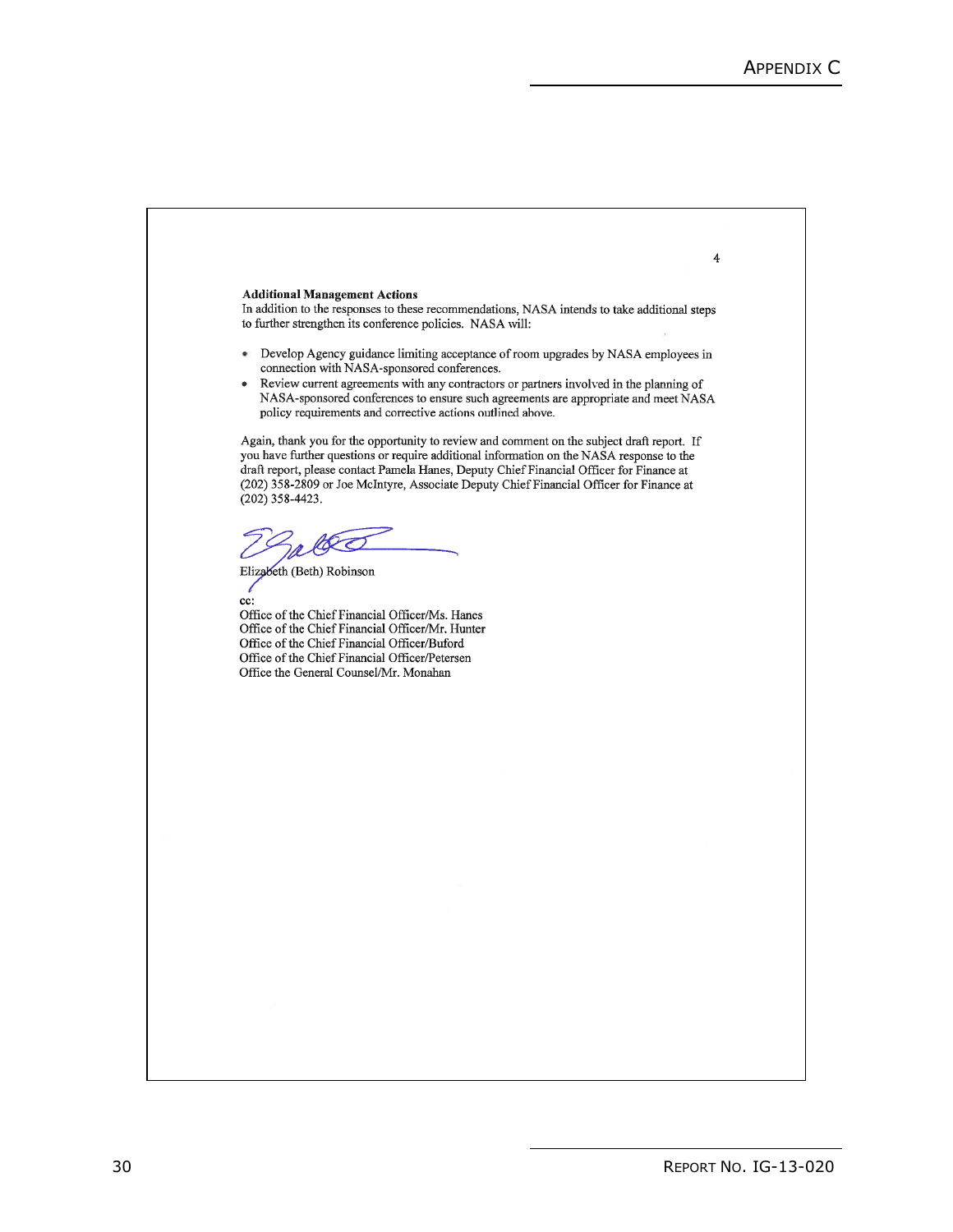**Additional Management Actions**

In addition to the responses to these recommendations, NASA intends to take additional steps to further strengthen its conference policies. NASA will:

- Develop Agency guidance limiting acceptance of room upgrades by NASA employees in connection with NASA-sponsored conferences.
- Review current agreements with any contractors or partners involved in the planning of NASA-sponsored conferences to ensure such agreements are appropriate and meet NASA policy requirements and corrective actions outlined above.

Again, thank you for the opportunity to review and comment on the subject draft report. If you have further questions or require additional information on the NASA response to the draft report, please contact Pamela Hanes, Deputy Chief Financial Officer for Finance at (202) 358-2809 or Joe McIntyre, Associate Deputy Chief Financial Officer for Finance at (202) 358-4423.

Elizabeth (Beth) Robinson

cc:
Office of the Chief Financial Officer/Ms. Hanes
Office of the Chief Financial Officer/Mr. Hunter
Office of the Chief Financial Officer/Buford
Office of the Chief Financial Officer/Petersen
Office the General Counsel/Mr. Monahan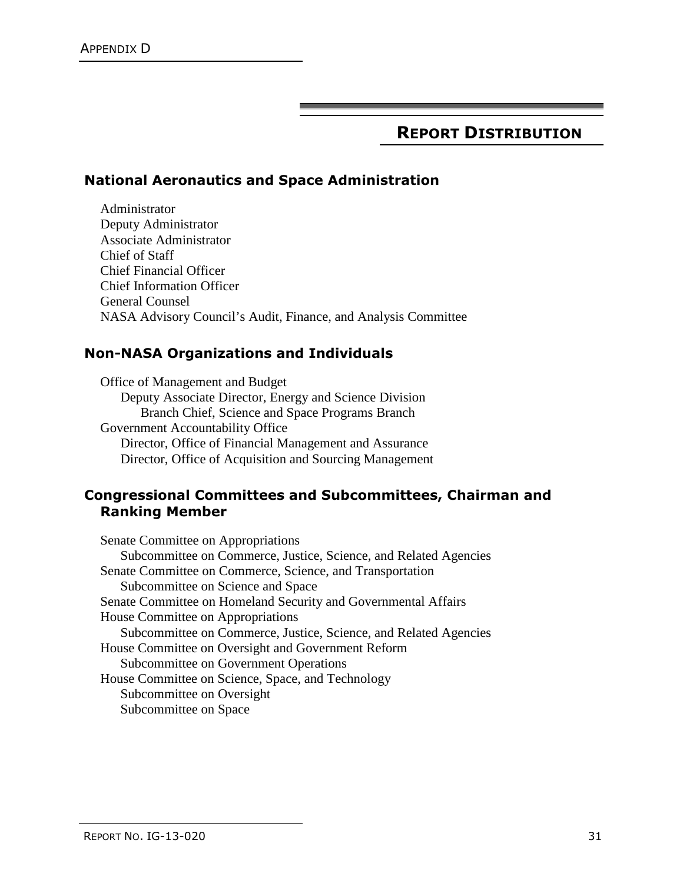## APPENDIX D

# REPORT DISTRIBUTION

### National Aeronautics and Space Administration

Administrator
Deputy Administrator
Associate Administrator
Chief of Staff
Chief Financial Officer
Chief Information Officer
General Counsel
NASA Advisory Council's Audit, Finance, and Analysis Committee

### Non-NASA Organizations and Individuals

Office of Management and Budget
- Deputy Associate Director, Energy and Science Division
  - Branch Chief, Science and Space Programs Branch

Government Accountability Office
- Director, Office of Financial Management and Assurance
- Director, Office of Acquisition and Sourcing Management

### Congressional Committees and Subcommittees, Chairman and Ranking Member

Senate Committee on Appropriations
- Subcommittee on Commerce, Justice, Science, and Related Agencies

Senate Committee on Commerce, Science, and Transportation
- Subcommittee on Science and Space

Senate Committee on Homeland Security and Governmental Affairs

House Committee on Appropriations
- Subcommittee on Commerce, Justice, Science, and Related Agencies

House Committee on Oversight and Government Reform
- Subcommittee on Government Operations

House Committee on Science, Space, and Technology
- Subcommittee on Oversight
- Subcommittee on Space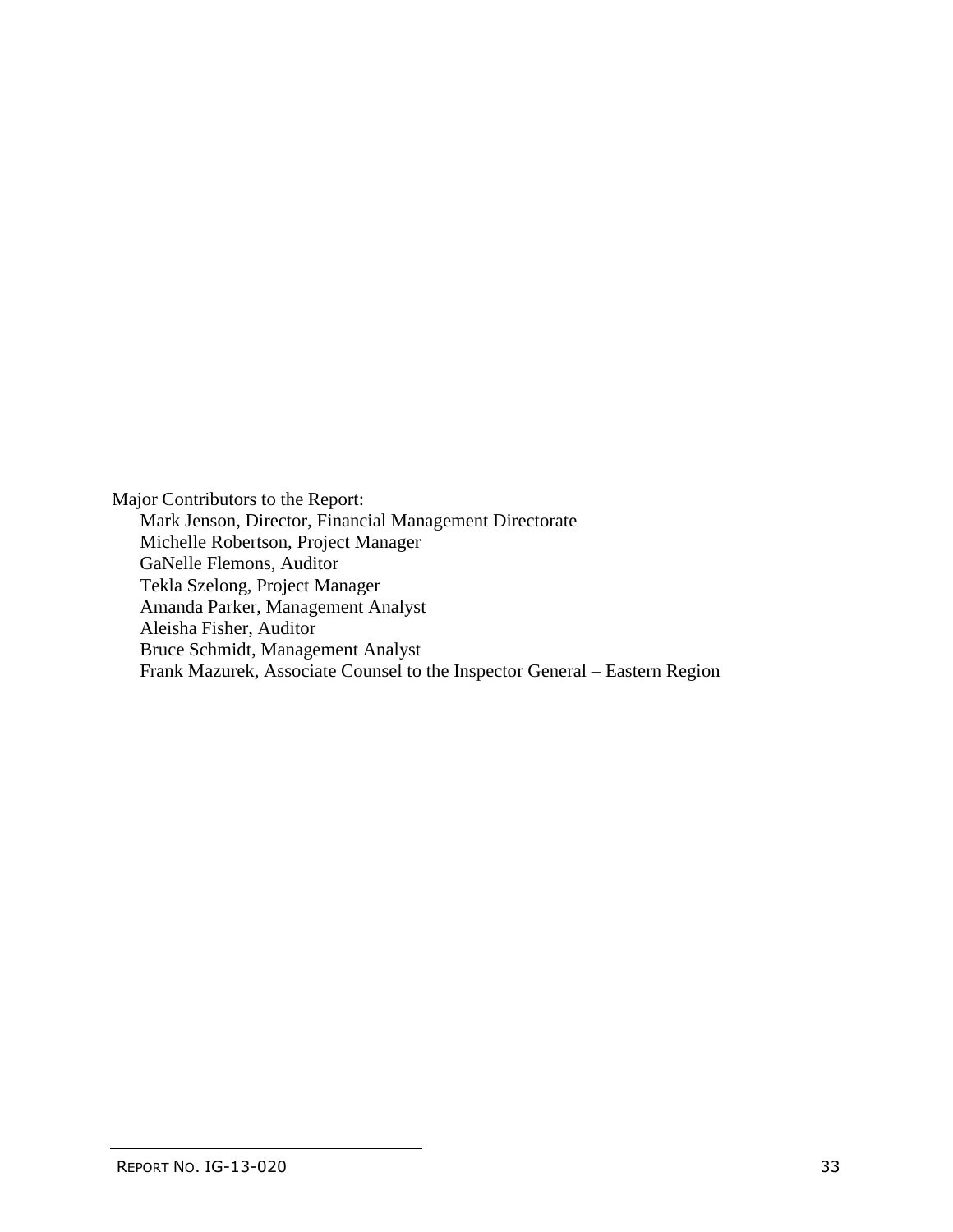Major Contributors to the Report:

- Mark Jenson, Director, Financial Management Directorate
- Michelle Robertson, Project Manager
- GaNelle Flemons, Auditor
- Tekla Szelong, Project Manager
- Amanda Parker, Management Analyst
- Aleisha Fisher, Auditor
- Bruce Schmidt, Management Analyst
- Frank Mazurek, Associate Counsel to the Inspector General – Eastern Region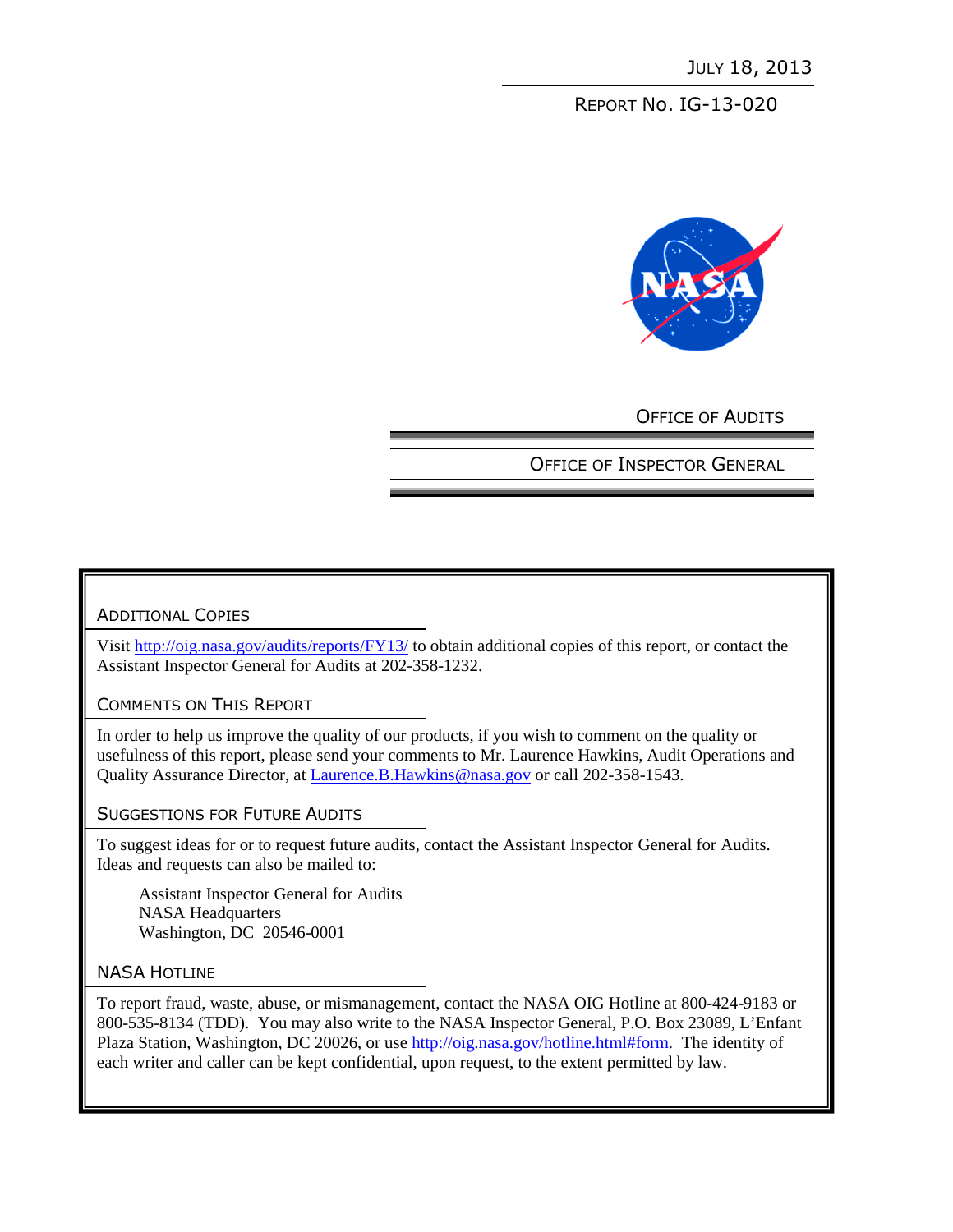JULY 18, 2013

REPORT NO. IG-13-020

OFFICE OF AUDITS

OFFICE OF INSPECTOR GENERAL

## ADDITIONAL COPIES

Visit http://oig.nasa.gov/audits/reports/FY13/ to obtain additional copies of this report, or contact the Assistant Inspector General for Audits at 202-358-1232.

## COMMENTS ON THIS REPORT

In order to help us improve the quality of our products, if you wish to comment on the quality or usefulness of this report, please send your comments to Mr. Laurence Hawkins, Audit Operations and Quality Assurance Director, at Laurence.B.Hawkins@nasa.gov or call 202-358-1543.

## SUGGESTIONS FOR FUTURE AUDITS

To suggest ideas for or to request future audits, contact the Assistant Inspector General for Audits. Ideas and requests can also be mailed to:

Assistant Inspector General for Audits
NASA Headquarters
Washington, DC 20546-0001

## NASA HOTLINE

To report fraud, waste, abuse, or mismanagement, contact the NASA OIG Hotline at 800-424-9183 or 800-535-8134 (TDD). You may also write to the NASA Inspector General, P.O. Box 23089, L'Enfant Plaza Station, Washington, DC 20026, or use http://oig.nasa.gov/hotline.html#form. The identity of each writer and caller can be kept confidential, upon request, to the extent permitted by law.